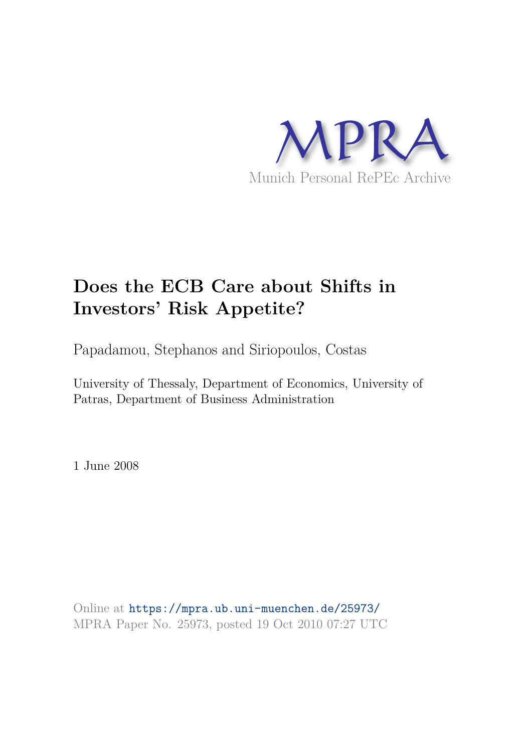MPRA

Munich Personal RePEc Archive

# Does the ECB Care about Shifts in Investors' Risk Appetite?

Papadamou, Stephanos and Siriopoulos, Costas

University of Thessaly, Department of Economics, University of Patras, Department of Business Administration

1 June 2008

Online at https://mpra.ub.uni-muenchen.de/25973/
MPRA Paper No. 25973, posted 19 Oct 2010 07:27 UTC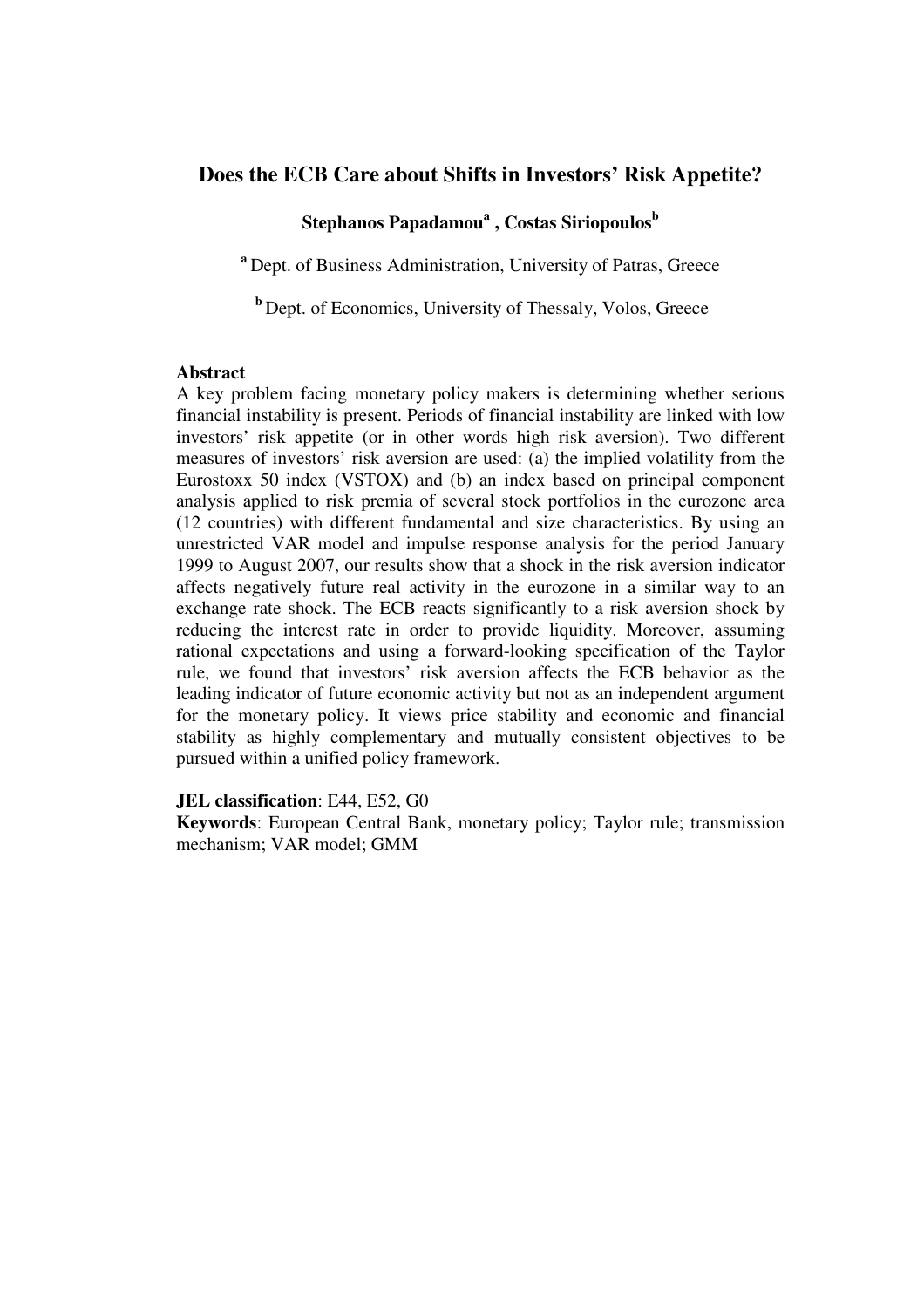# Does the ECB Care about Shifts in Investors' Risk Appetite?

**Stephanos Papadamou[a], Costas Siriopoulos[b]**

[a] Dept. of Business Administration, University of Patras, Greece

[b] Dept. of Economics, University of Thessaly, Volos, Greece

**Abstract**

A key problem facing monetary policy makers is determining whether serious financial instability is present. Periods of financial instability are linked with low investors' risk appetite (or in other words high risk aversion). Two different measures of investors' risk aversion are used: (a) the implied volatility from the Eurostoxx 50 index (VSTOX) and (b) an index based on principal component analysis applied to risk premia of several stock portfolios in the eurozone area (12 countries) with different fundamental and size characteristics. By using an unrestricted VAR model and impulse response analysis for the period January 1999 to August 2007, our results show that a shock in the risk aversion indicator affects negatively future real activity in the eurozone in a similar way to an exchange rate shock. The ECB reacts significantly to a risk aversion shock by reducing the interest rate in order to provide liquidity. Moreover, assuming rational expectations and using a forward-looking specification of the Taylor rule, we found that investors' risk aversion affects the ECB behavior as the leading indicator of future economic activity but not as an independent argument for the monetary policy. It views price stability and economic and financial stability as highly complementary and mutually consistent objectives to be pursued within a unified policy framework.

**JEL classification**: E44, E52, G0

**Keywords**: European Central Bank, monetary policy; Taylor rule; transmission mechanism; VAR model; GMM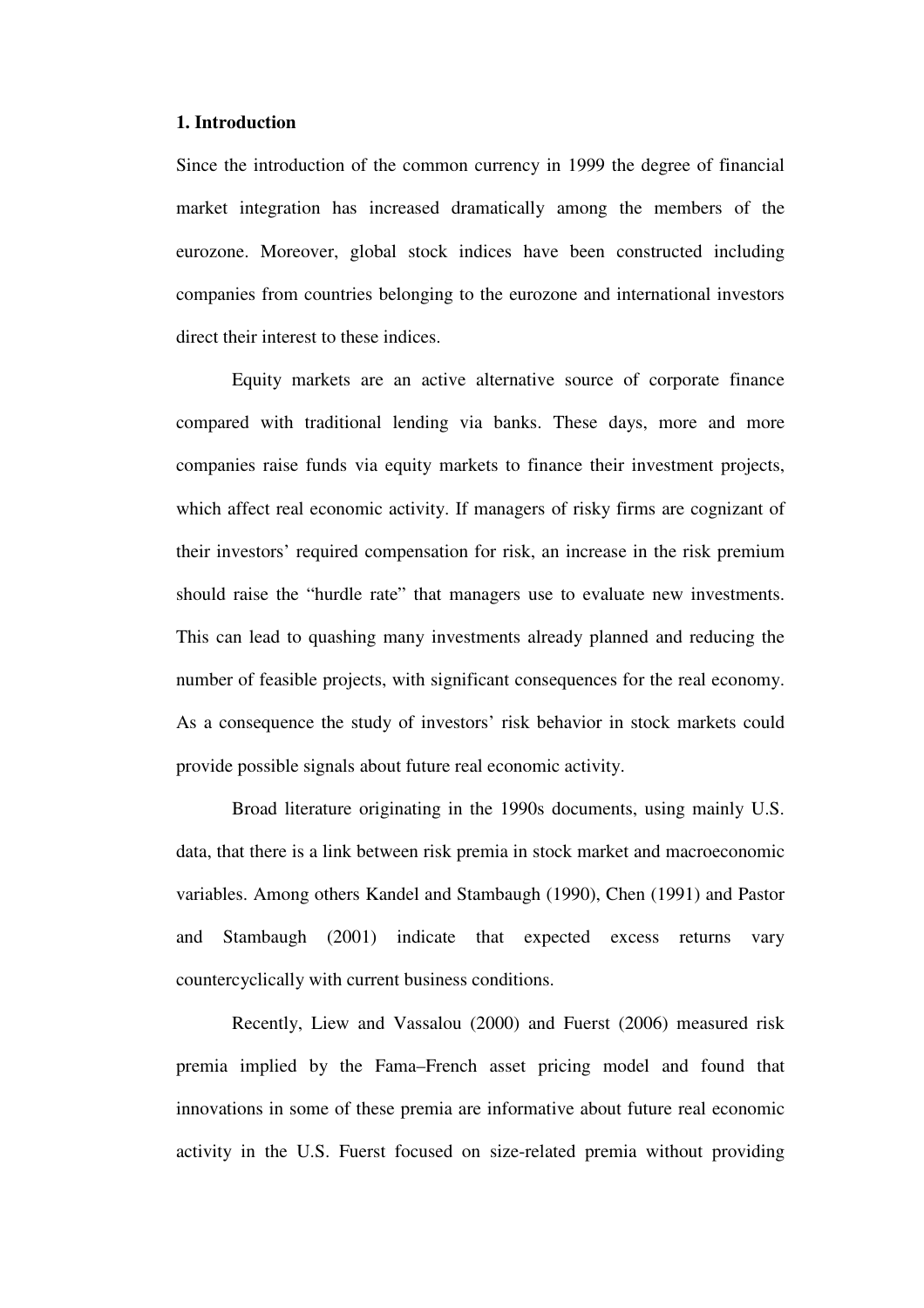## 1. Introduction

Since the introduction of the common currency in 1999 the degree of financial market integration has increased dramatically among the members of the eurozone. Moreover, global stock indices have been constructed including companies from countries belonging to the eurozone and international investors direct their interest to these indices.

Equity markets are an active alternative source of corporate finance compared with traditional lending via banks. These days, more and more companies raise funds via equity markets to finance their investment projects, which affect real economic activity. If managers of risky firms are cognizant of their investors' required compensation for risk, an increase in the risk premium should raise the "hurdle rate" that managers use to evaluate new investments. This can lead to quashing many investments already planned and reducing the number of feasible projects, with significant consequences for the real economy. As a consequence the study of investors' risk behavior in stock markets could provide possible signals about future real economic activity.

Broad literature originating in the 1990s documents, using mainly U.S. data, that there is a link between risk premia in stock market and macroeconomic variables. Among others Kandel and Stambaugh (1990), Chen (1991) and Pastor and Stambaugh (2001) indicate that expected excess returns vary countercyclically with current business conditions.

Recently, Liew and Vassalou (2000) and Fuerst (2006) measured risk premia implied by the Fama–French asset pricing model and found that innovations in some of these premia are informative about future real economic activity in the U.S. Fuerst focused on size-related premia without providing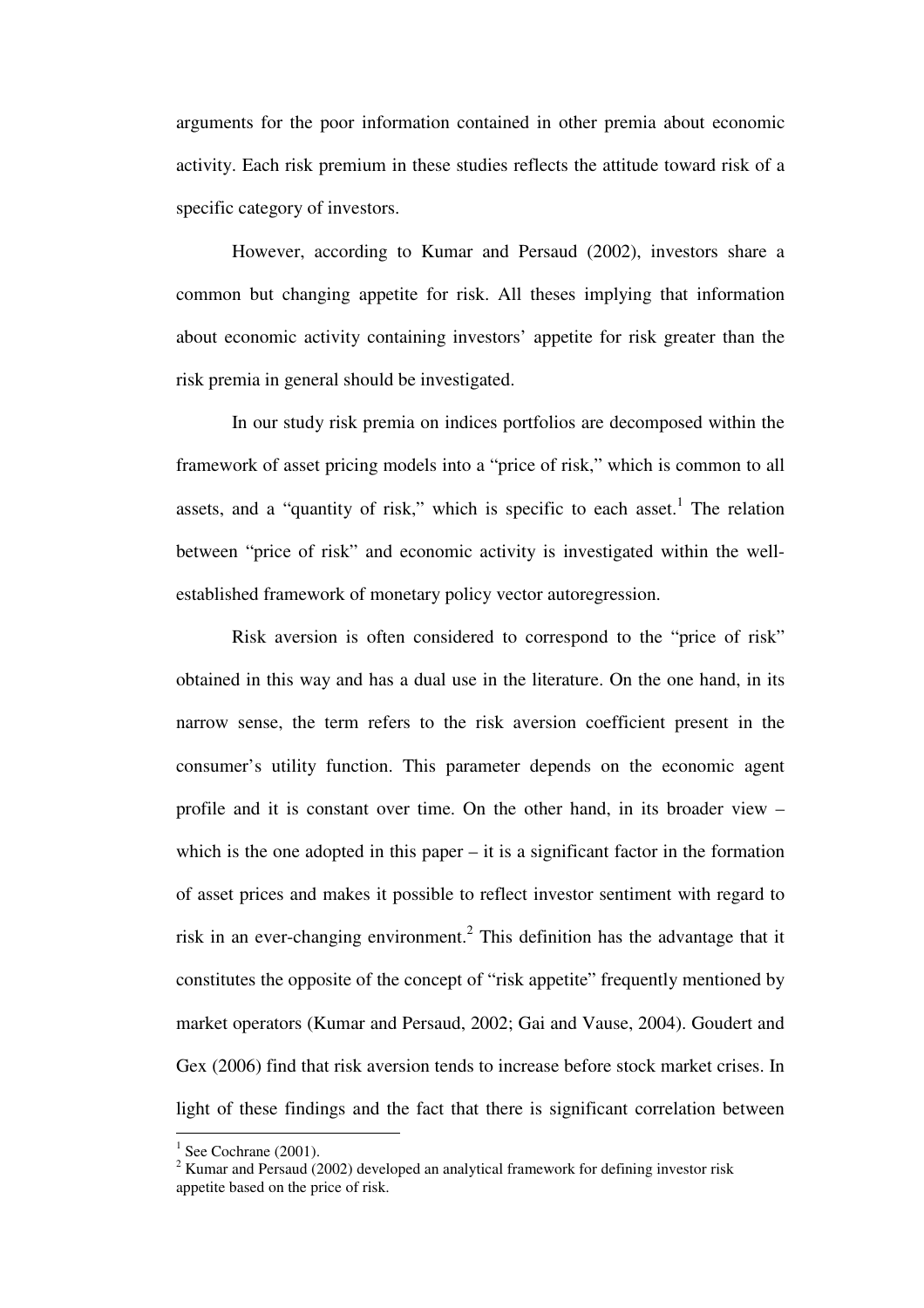arguments for the poor information contained in other premia about economic activity. Each risk premium in these studies reflects the attitude toward risk of a specific category of investors.

However, according to Kumar and Persaud (2002), investors share a common but changing appetite for risk. All theses implying that information about economic activity containing investors' appetite for risk greater than the risk premia in general should be investigated.

In our study risk premia on indices portfolios are decomposed within the framework of asset pricing models into a "price of risk," which is common to all assets, and a "quantity of risk," which is specific to each asset.[1] The relation between "price of risk" and economic activity is investigated within the well-established framework of monetary policy vector autoregression.

Risk aversion is often considered to correspond to the "price of risk" obtained in this way and has a dual use in the literature. On the one hand, in its narrow sense, the term refers to the risk aversion coefficient present in the consumer's utility function. This parameter depends on the economic agent profile and it is constant over time. On the other hand, in its broader view – which is the one adopted in this paper – it is a significant factor in the formation of asset prices and makes it possible to reflect investor sentiment with regard to risk in an ever-changing environment.[2] This definition has the advantage that it constitutes the opposite of the concept of "risk appetite" frequently mentioned by market operators (Kumar and Persaud, 2002; Gai and Vause, 2004). Goudert and Gex (2006) find that risk aversion tends to increase before stock market crises. In light of these findings and the fact that there is significant correlation between

[1] See Cochrane (2001).

[2] Kumar and Persaud (2002) developed an analytical framework for defining investor risk appetite based on the price of risk.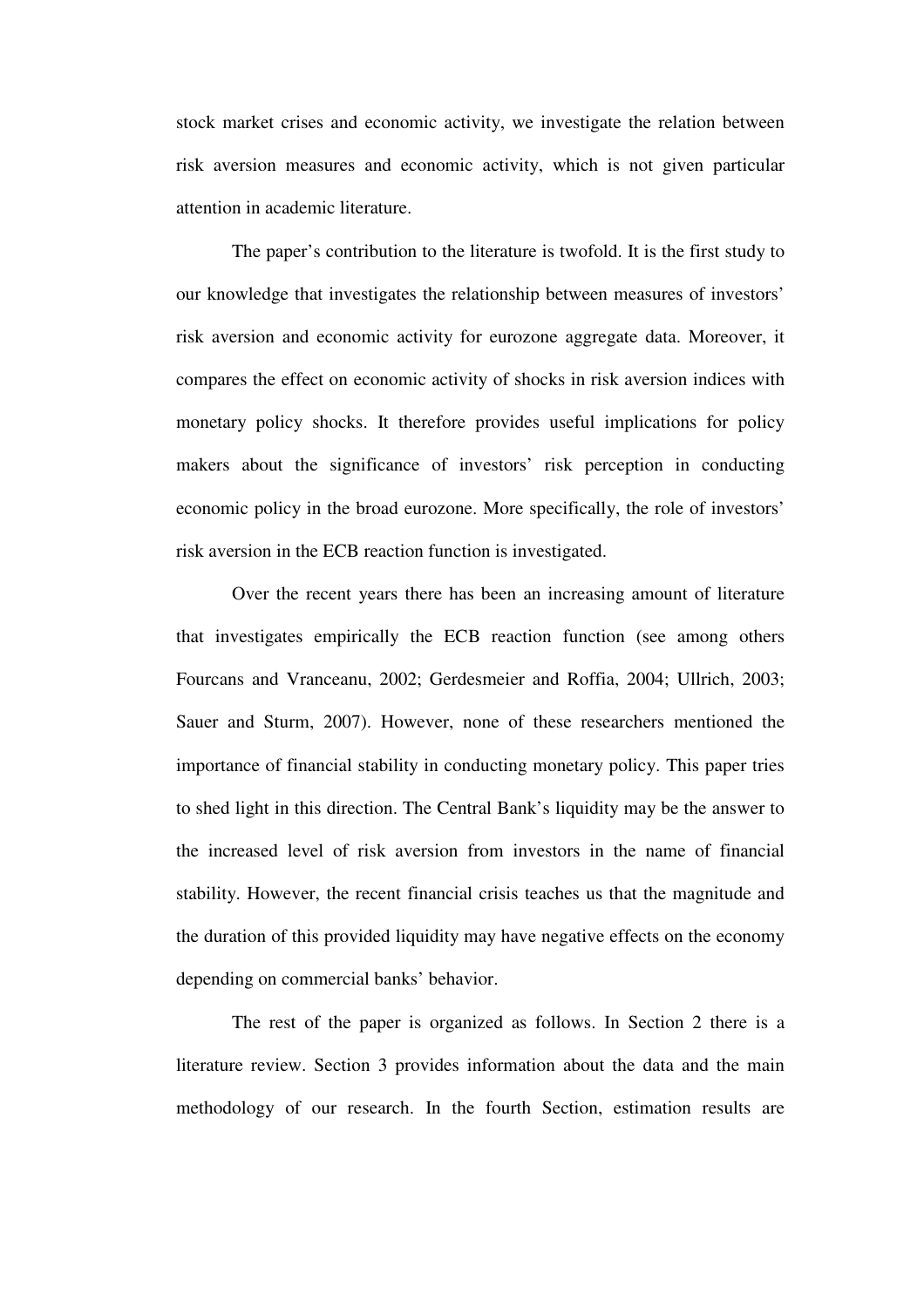stock market crises and economic activity, we investigate the relation between risk aversion measures and economic activity, which is not given particular attention in academic literature.

The paper's contribution to the literature is twofold. It is the first study to our knowledge that investigates the relationship between measures of investors' risk aversion and economic activity for eurozone aggregate data. Moreover, it compares the effect on economic activity of shocks in risk aversion indices with monetary policy shocks. It therefore provides useful implications for policy makers about the significance of investors' risk perception in conducting economic policy in the broad eurozone. More specifically, the role of investors' risk aversion in the ECB reaction function is investigated.

Over the recent years there has been an increasing amount of literature that investigates empirically the ECB reaction function (see among others Fourcans and Vranceanu, 2002; Gerdesmeier and Roffia, 2004; Ullrich, 2003; Sauer and Sturm, 2007). However, none of these researchers mentioned the importance of financial stability in conducting monetary policy. This paper tries to shed light in this direction. The Central Bank's liquidity may be the answer to the increased level of risk aversion from investors in the name of financial stability. However, the recent financial crisis teaches us that the magnitude and the duration of this provided liquidity may have negative effects on the economy depending on commercial banks' behavior.

The rest of the paper is organized as follows. In Section 2 there is a literature review. Section 3 provides information about the data and the main methodology of our research. In the fourth Section, estimation results are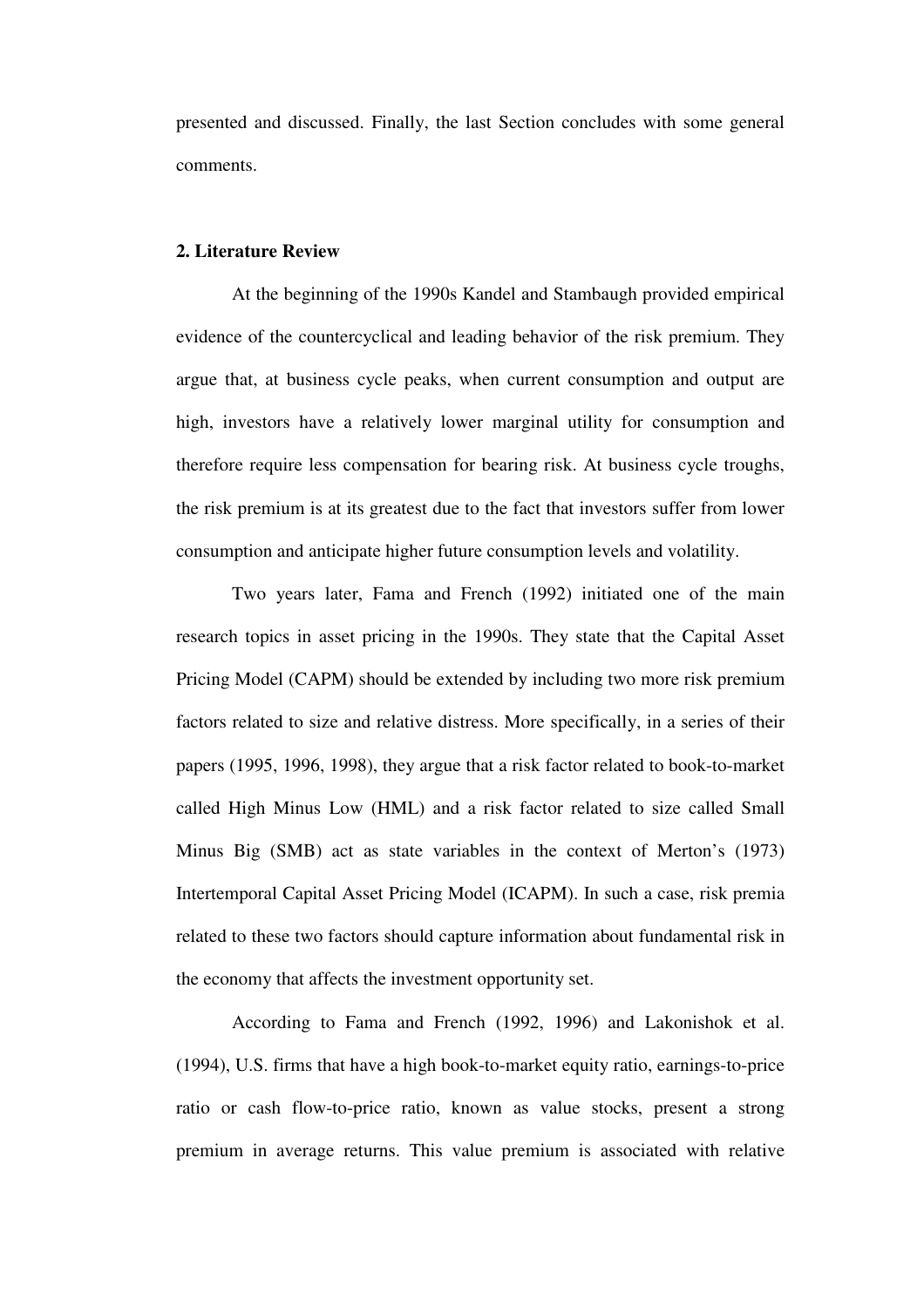presented and discussed. Finally, the last Section concludes with some general comments.

## 2. Literature Review

At the beginning of the 1990s Kandel and Stambaugh provided empirical evidence of the countercyclical and leading behavior of the risk premium. They argue that, at business cycle peaks, when current consumption and output are high, investors have a relatively lower marginal utility for consumption and therefore require less compensation for bearing risk. At business cycle troughs, the risk premium is at its greatest due to the fact that investors suffer from lower consumption and anticipate higher future consumption levels and volatility.

Two years later, Fama and French (1992) initiated one of the main research topics in asset pricing in the 1990s. They state that the Capital Asset Pricing Model (CAPM) should be extended by including two more risk premium factors related to size and relative distress. More specifically, in a series of their papers (1995, 1996, 1998), they argue that a risk factor related to book-to-market called High Minus Low (HML) and a risk factor related to size called Small Minus Big (SMB) act as state variables in the context of Merton's (1973) Intertemporal Capital Asset Pricing Model (ICAPM). In such a case, risk premia related to these two factors should capture information about fundamental risk in the economy that affects the investment opportunity set.

According to Fama and French (1992, 1996) and Lakonishok et al. (1994), U.S. firms that have a high book-to-market equity ratio, earnings-to-price ratio or cash flow-to-price ratio, known as value stocks, present a strong premium in average returns. This value premium is associated with relative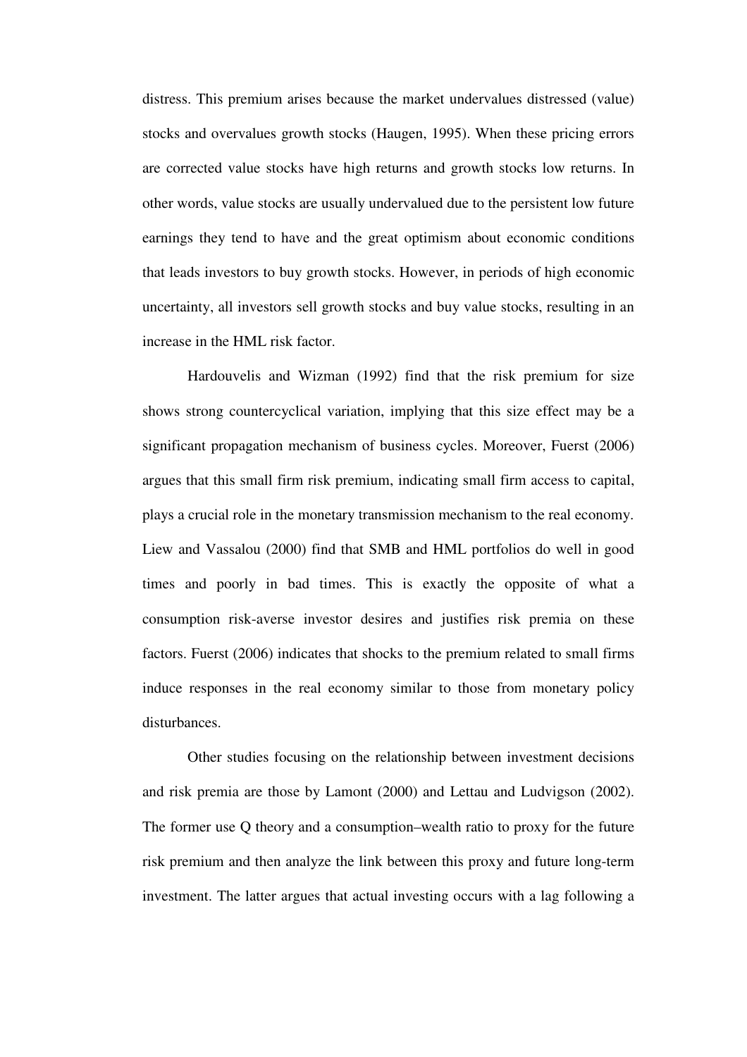distress. This premium arises because the market undervalues distressed (value) stocks and overvalues growth stocks (Haugen, 1995). When these pricing errors are corrected value stocks have high returns and growth stocks low returns. In other words, value stocks are usually undervalued due to the persistent low future earnings they tend to have and the great optimism about economic conditions that leads investors to buy growth stocks. However, in periods of high economic uncertainty, all investors sell growth stocks and buy value stocks, resulting in an increase in the HML risk factor.

Hardouvelis and Wizman (1992) find that the risk premium for size shows strong countercyclical variation, implying that this size effect may be a significant propagation mechanism of business cycles. Moreover, Fuerst (2006) argues that this small firm risk premium, indicating small firm access to capital, plays a crucial role in the monetary transmission mechanism to the real economy. Liew and Vassalou (2000) find that SMB and HML portfolios do well in good times and poorly in bad times. This is exactly the opposite of what a consumption risk-averse investor desires and justifies risk premia on these factors. Fuerst (2006) indicates that shocks to the premium related to small firms induce responses in the real economy similar to those from monetary policy disturbances.

Other studies focusing on the relationship between investment decisions and risk premia are those by Lamont (2000) and Lettau and Ludvigson (2002). The former use Q theory and a consumption–wealth ratio to proxy for the future risk premium and then analyze the link between this proxy and future long-term investment. The latter argues that actual investing occurs with a lag following a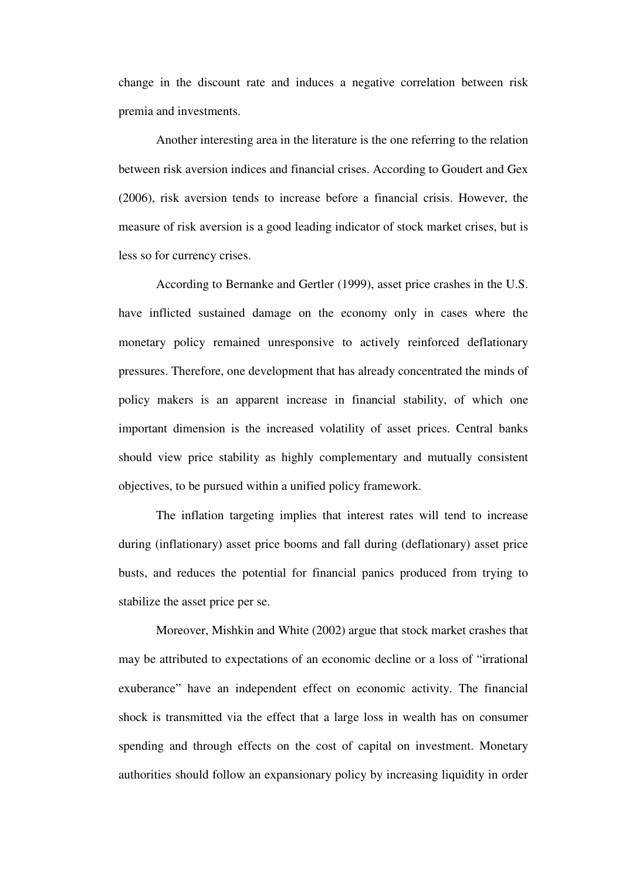change in the discount rate and induces a negative correlation between risk premia and investments.

Another interesting area in the literature is the one referring to the relation between risk aversion indices and financial crises. According to Goudert and Gex (2006), risk aversion tends to increase before a financial crisis. However, the measure of risk aversion is a good leading indicator of stock market crises, but is less so for currency crises.

According to Bernanke and Gertler (1999), asset price crashes in the U.S. have inflicted sustained damage on the economy only in cases where the monetary policy remained unresponsive to actively reinforced deflationary pressures. Therefore, one development that has already concentrated the minds of policy makers is an apparent increase in financial stability, of which one important dimension is the increased volatility of asset prices. Central banks should view price stability as highly complementary and mutually consistent objectives, to be pursued within a unified policy framework.

The inflation targeting implies that interest rates will tend to increase during (inflationary) asset price booms and fall during (deflationary) asset price busts, and reduces the potential for financial panics produced from trying to stabilize the asset price per se.

Moreover, Mishkin and White (2002) argue that stock market crashes that may be attributed to expectations of an economic decline or a loss of "irrational exuberance" have an independent effect on economic activity. The financial shock is transmitted via the effect that a large loss in wealth has on consumer spending and through effects on the cost of capital on investment. Monetary authorities should follow an expansionary policy by increasing liquidity in order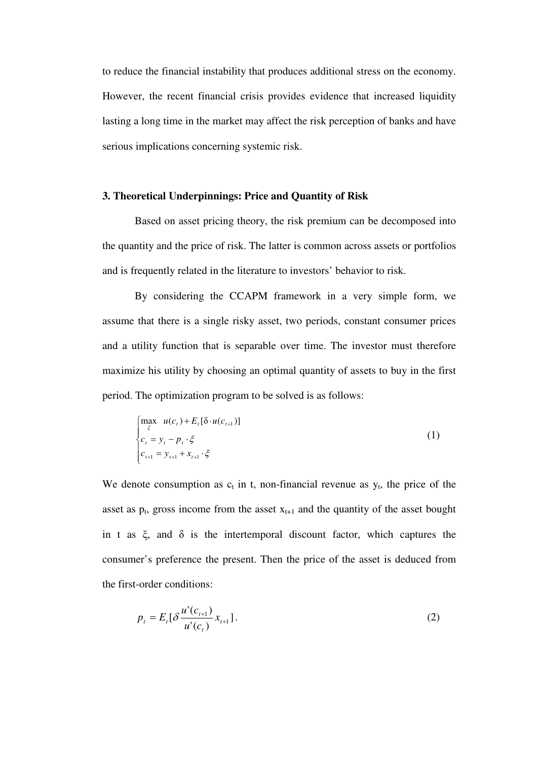to reduce the financial instability that produces additional stress on the economy. However, the recent financial crisis provides evidence that increased liquidity lasting a long time in the market may affect the risk perception of banks and have serious implications concerning systemic risk.

### 3. Theoretical Underpinnings: Price and Quantity of Risk

Based on asset pricing theory, the risk premium can be decomposed into the quantity and the price of risk. The latter is common across assets or portfolios and is frequently related in the literature to investors' behavior to risk.

By considering the CCAPM framework in a very simple form, we assume that there is a single risky asset, two periods, constant consumer prices and a utility function that is separable over time. The investor must therefore maximize his utility by choosing an optimal quantity of assets to buy in the first period. The optimization program to be solved is as follows:

$$\begin{cases} \max\limits_{\xi} \quad u(c_t) + E_t[\delta \cdot u(c_{t+1})] \\ c_t = y_t - p_t \cdot \xi \\ c_{t+1} = y_{t+1} + x_{t+1} \cdot \xi \end{cases} \tag{1}$$

We denote consumption as $c_t$ in t, non-financial revenue as $y_t$, the price of the asset as $p_t$, gross income from the asset $x_{t+1}$ and the quantity of the asset bought in t as $\xi$, and $\delta$ is the intertemporal discount factor, which captures the consumer's preference the present. Then the price of the asset is deduced from the first-order conditions:

$$p_t = E_t[\delta \frac{u'(c_{t+1})}{u'(c_t)} x_{t+1}]. \tag{2}$$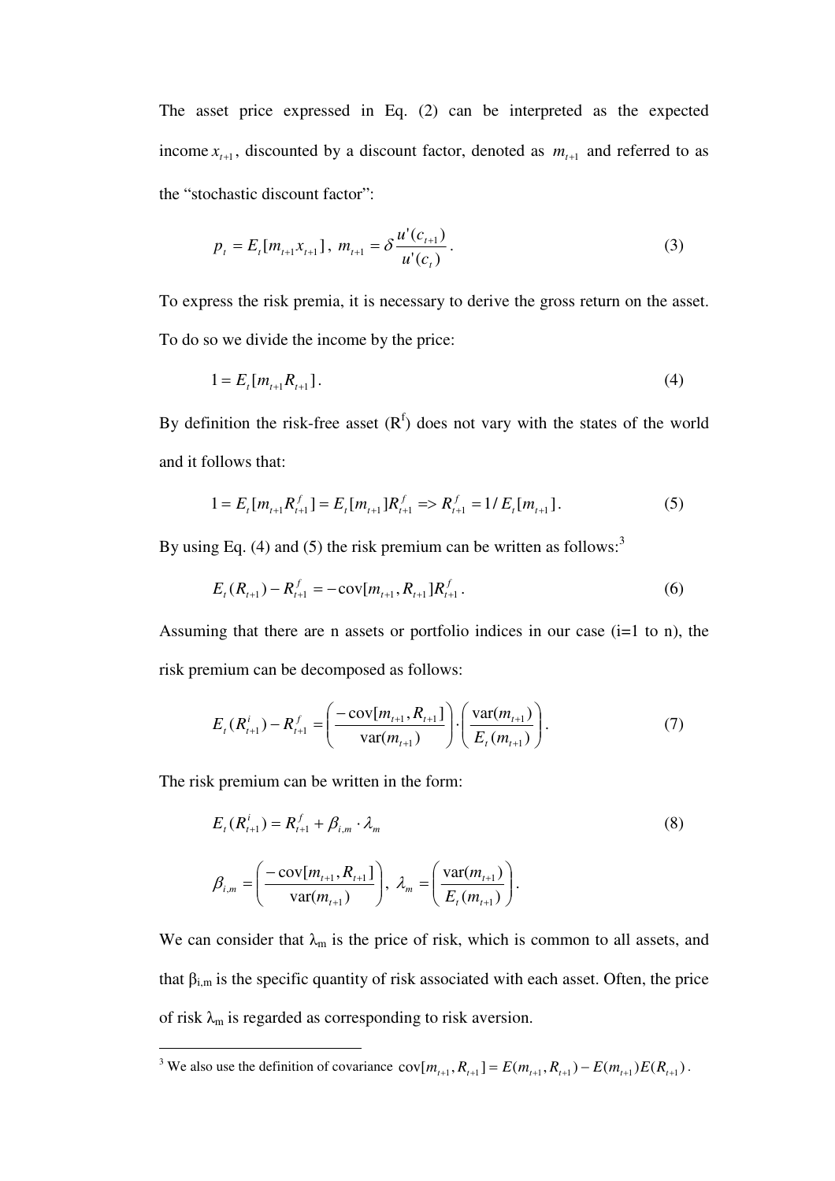The asset price expressed in Eq. (2) can be interpreted as the expected income $x_{t+1}$, discounted by a discount factor, denoted as $m_{t+1}$ and referred to as the "stochastic discount factor":

$$p_t = E_t[m_{t+1}x_{t+1}], \; m_{t+1} = \delta \frac{u'(c_{t+1})}{u'(c_t)}. \tag{3}$$

To express the risk premia, it is necessary to derive the gross return on the asset. To do so we divide the income by the price:

$$1 = E_t[m_{t+1}R_{t+1}]. \tag{4}$$

By definition the risk-free asset ($R^f$) does not vary with the states of the world and it follows that:

$$1 = E_t[m_{t+1}R^f_{t+1}] = E_t[m_{t+1}]R^f_{t+1} \Rightarrow R^f_{t+1} = 1/E_t[m_{t+1}]. \tag{5}$$

By using Eq. (4) and (5) the risk premium can be written as follows:[3]

$$E_t(R_{t+1}) - R^f_{t+1} = -\text{cov}[m_{t+1}, R_{t+1}]R^f_{t+1}. \tag{6}$$

Assuming that there are n assets or portfolio indices in our case (i=1 to n), the risk premium can be decomposed as follows:

$$E_t(R^i_{t+1}) - R^f_{t+1} = \left(\frac{-\text{cov}[m_{t+1}, R_{t+1}]}{\text{var}(m_{t+1})}\right) \cdot \left(\frac{\text{var}(m_{t+1})}{E_t(m_{t+1})}\right). \tag{7}$$

The risk premium can be written in the form:

$$E_t(R^i_{t+1}) = R^f_{t+1} + \beta_{i,m} \cdot \lambda_m \tag{8}$$

$$\beta_{i,m} = \left(\frac{-\text{cov}[m_{t+1}, R_{t+1}]}{\text{var}(m_{t+1})}\right), \; \lambda_m = \left(\frac{\text{var}(m_{t+1})}{E_t(m_{t+1})}\right).$$

We can consider that $\lambda_m$ is the price of risk, which is common to all assets, and that $\beta_{i,m}$ is the specific quantity of risk associated with each asset. Often, the price of risk $\lambda_m$ is regarded as corresponding to risk aversion.

---

[3] We also use the definition of covariance $\text{cov}[m_{t+1}, R_{t+1}] = E(m_{t+1}, R_{t+1}) - E(m_{t+1})E(R_{t+1})$.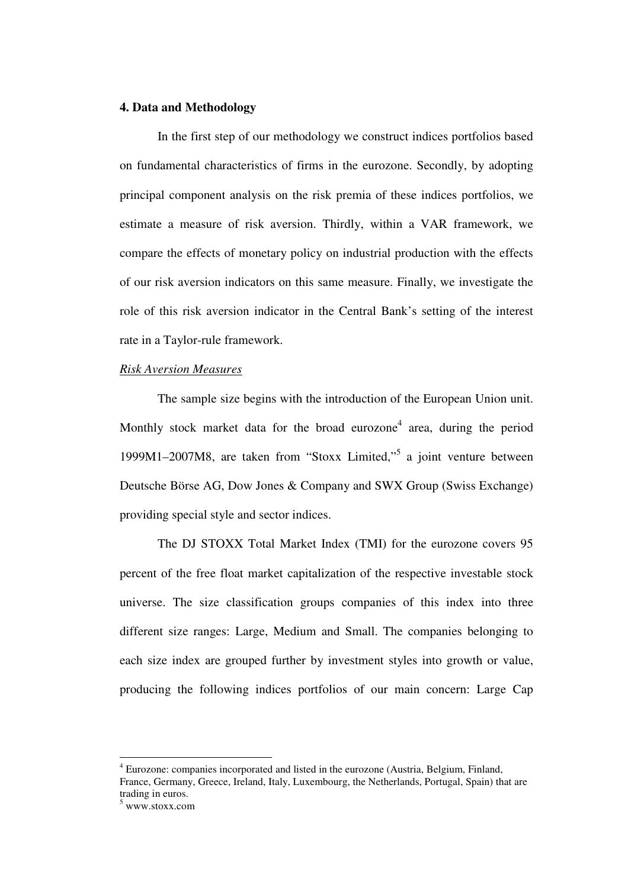## 4. Data and Methodology

In the first step of our methodology we construct indices portfolios based on fundamental characteristics of firms in the eurozone. Secondly, by adopting principal component analysis on the risk premia of these indices portfolios, we estimate a measure of risk aversion. Thirdly, within a VAR framework, we compare the effects of monetary policy on industrial production with the effects of our risk aversion indicators on this same measure. Finally, we investigate the role of this risk aversion indicator in the Central Bank's setting of the interest rate in a Taylor-rule framework.

*Risk Aversion Measures*

The sample size begins with the introduction of the European Union unit. Monthly stock market data for the broad eurozone[4] area, during the period 1999M1–2007M8, are taken from "Stoxx Limited,"[5] a joint venture between Deutsche Börse AG, Dow Jones & Company and SWX Group (Swiss Exchange) providing special style and sector indices.

The DJ STOXX Total Market Index (TMI) for the eurozone covers 95 percent of the free float market capitalization of the respective investable stock universe. The size classification groups companies of this index into three different size ranges: Large, Medium and Small. The companies belonging to each size index are grouped further by investment styles into growth or value, producing the following indices portfolios of our main concern: Large Cap

---

[4] Eurozone: companies incorporated and listed in the eurozone (Austria, Belgium, Finland, France, Germany, Greece, Ireland, Italy, Luxembourg, the Netherlands, Portugal, Spain) that are trading in euros.

[5] www.stoxx.com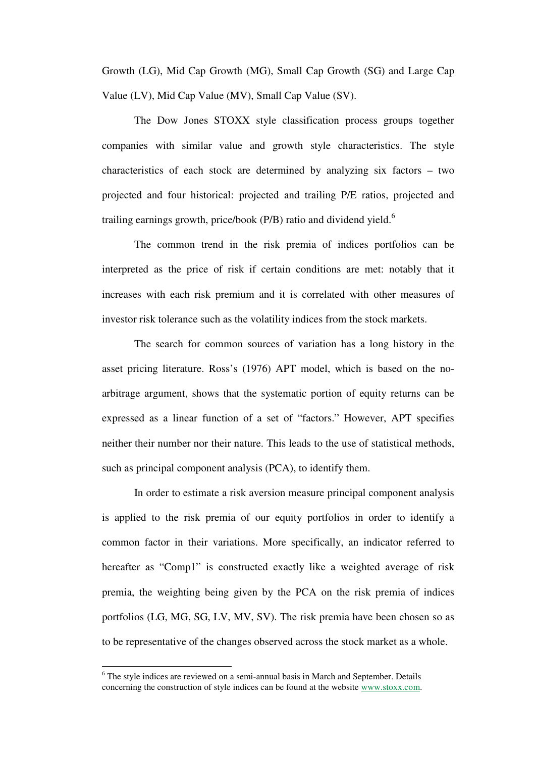Growth (LG), Mid Cap Growth (MG), Small Cap Growth (SG) and Large Cap Value (LV), Mid Cap Value (MV), Small Cap Value (SV).

The Dow Jones STOXX style classification process groups together companies with similar value and growth style characteristics. The style characteristics of each stock are determined by analyzing six factors – two projected and four historical: projected and trailing P/E ratios, projected and trailing earnings growth, price/book (P/B) ratio and dividend yield.[6]

The common trend in the risk premia of indices portfolios can be interpreted as the price of risk if certain conditions are met: notably that it increases with each risk premium and it is correlated with other measures of investor risk tolerance such as the volatility indices from the stock markets.

The search for common sources of variation has a long history in the asset pricing literature. Ross's (1976) APT model, which is based on the no-arbitrage argument, shows that the systematic portion of equity returns can be expressed as a linear function of a set of "factors." However, APT specifies neither their number nor their nature. This leads to the use of statistical methods, such as principal component analysis (PCA), to identify them.

In order to estimate a risk aversion measure principal component analysis is applied to the risk premia of our equity portfolios in order to identify a common factor in their variations. More specifically, an indicator referred to hereafter as "Comp1" is constructed exactly like a weighted average of risk premia, the weighting being given by the PCA on the risk premia of indices portfolios (LG, MG, SG, LV, MV, SV). The risk premia have been chosen so as to be representative of the changes observed across the stock market as a whole.

---

[6] The style indices are reviewed on a semi-annual basis in March and September. Details concerning the construction of style indices can be found at the website www.stoxx.com.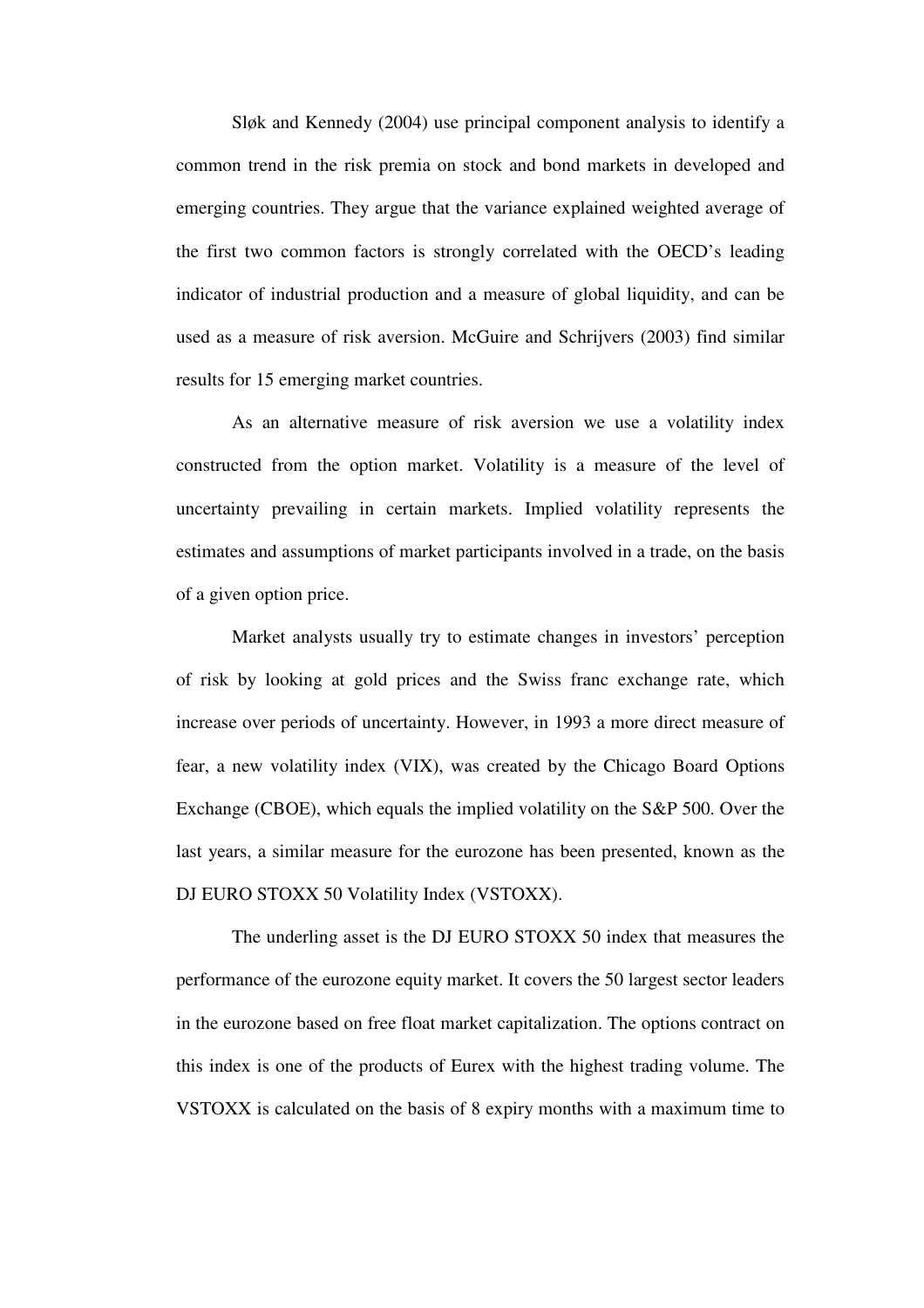Sløk and Kennedy (2004) use principal component analysis to identify a common trend in the risk premia on stock and bond markets in developed and emerging countries. They argue that the variance explained weighted average of the first two common factors is strongly correlated with the OECD's leading indicator of industrial production and a measure of global liquidity, and can be used as a measure of risk aversion. McGuire and Schrijvers (2003) find similar results for 15 emerging market countries.

As an alternative measure of risk aversion we use a volatility index constructed from the option market. Volatility is a measure of the level of uncertainty prevailing in certain markets. Implied volatility represents the estimates and assumptions of market participants involved in a trade, on the basis of a given option price.

Market analysts usually try to estimate changes in investors' perception of risk by looking at gold prices and the Swiss franc exchange rate, which increase over periods of uncertainty. However, in 1993 a more direct measure of fear, a new volatility index (VIX), was created by the Chicago Board Options Exchange (CBOE), which equals the implied volatility on the S&P 500. Over the last years, a similar measure for the eurozone has been presented, known as the DJ EURO STOXX 50 Volatility Index (VSTOXX).

The underling asset is the DJ EURO STOXX 50 index that measures the performance of the eurozone equity market. It covers the 50 largest sector leaders in the eurozone based on free float market capitalization. The options contract on this index is one of the products of Eurex with the highest trading volume. The VSTOXX is calculated on the basis of 8 expiry months with a maximum time to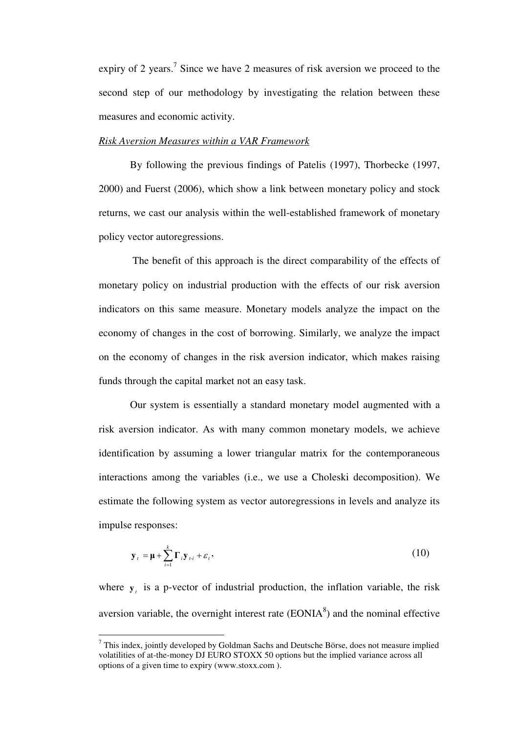expiry of 2 years.[7] Since we have 2 measures of risk aversion we proceed to the second step of our methodology by investigating the relation between these measures and economic activity.

*Risk Aversion Measures within a VAR Framework*

By following the previous findings of Patelis (1997), Thorbecke (1997, 2000) and Fuerst (2006), which show a link between monetary policy and stock returns, we cast our analysis within the well-established framework of monetary policy vector autoregressions.

The benefit of this approach is the direct comparability of the effects of monetary policy on industrial production with the effects of our risk aversion indicators on this same measure. Monetary models analyze the impact on the economy of changes in the cost of borrowing. Similarly, we analyze the impact on the economy of changes in the risk aversion indicator, which makes raising funds through the capital market not an easy task.

Our system is essentially a standard monetary model augmented with a risk aversion indicator. As with many common monetary models, we achieve identification by assuming a lower triangular matrix for the contemporaneous interactions among the variables (i.e., we use a Choleski decomposition). We estimate the following system as vector autoregressions in levels and analyze its impulse responses:

$$\mathbf{y}_t = \boldsymbol{\mu} + \sum_{i=1}^{k} \boldsymbol{\Gamma}_i \mathbf{y}_{t-i} + \varepsilon_t, \tag{10}$$

where $\mathbf{y}_t$ is a p-vector of industrial production, the inflation variable, the risk aversion variable, the overnight interest rate (EONIA[8]) and the nominal effective

---

[7] This index, jointly developed by Goldman Sachs and Deutsche Börse, does not measure implied volatilities of at-the-money DJ EURO STOXX 50 options but the implied variance across all options of a given time to expiry (www.stoxx.com ).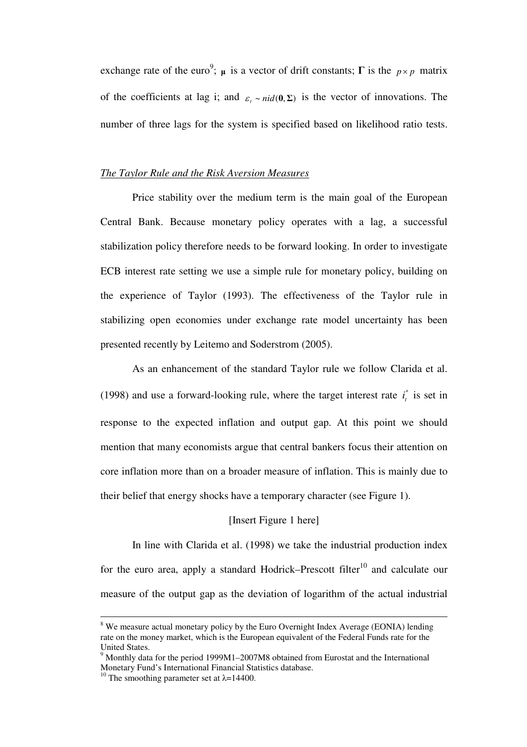exchange rate of the euro[9]; $\boldsymbol{\mu}$ is a vector of drift constants; $\boldsymbol{\Gamma}$ is the $p \times p$ matrix of the coefficients at lag i; and $\varepsilon_t \sim nid(\mathbf{0}, \boldsymbol{\Sigma})$ is the vector of innovations. The number of three lags for the system is specified based on likelihood ratio tests.

*The Taylor Rule and the Risk Aversion Measures*

Price stability over the medium term is the main goal of the European Central Bank. Because monetary policy operates with a lag, a successful stabilization policy therefore needs to be forward looking. In order to investigate ECB interest rate setting we use a simple rule for monetary policy, building on the experience of Taylor (1993). The effectiveness of the Taylor rule in stabilizing open economies under exchange rate model uncertainty has been presented recently by Leitemo and Soderstrom (2005).

As an enhancement of the standard Taylor rule we follow Clarida et al. (1998) and use a forward-looking rule, where the target interest rate $i_t^*$ is set in response to the expected inflation and output gap. At this point we should mention that many economists argue that central bankers focus their attention on core inflation more than on a broader measure of inflation. This is mainly due to their belief that energy shocks have a temporary character (see Figure 1).

[Insert Figure 1 here]

In line with Clarida et al. (1998) we take the industrial production index for the euro area, apply a standard Hodrick–Prescott filter[10] and calculate our measure of the output gap as the deviation of logarithm of the actual industrial

---

[8] We measure actual monetary policy by the Euro Overnight Index Average (EONIA) lending rate on the money market, which is the European equivalent of the Federal Funds rate for the United States.

[9] Monthly data for the period 1999M1–2007M8 obtained from Eurostat and the International Monetary Fund's International Financial Statistics database.

[10] The smoothing parameter set at $\lambda$=14400.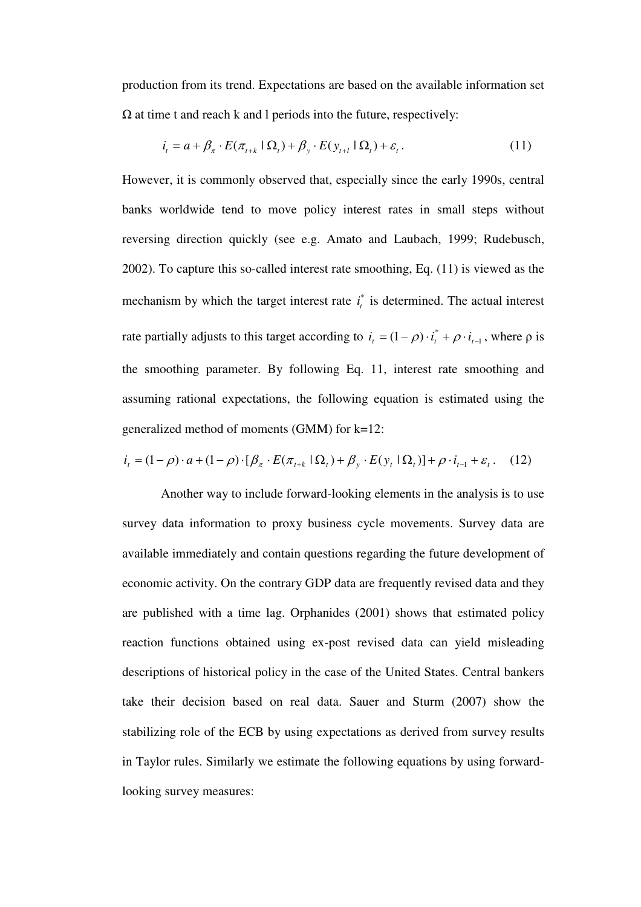production from its trend. Expectations are based on the available information set $\Omega$ at time t and reach k and l periods into the future, respectively:

$$i_t = a + \beta_\pi \cdot E(\pi_{t+k} \mid \Omega_t) + \beta_y \cdot E(y_{t+l} \mid \Omega_t) + \varepsilon_t \,. \tag{11}$$

However, it is commonly observed that, especially since the early 1990s, central banks worldwide tend to move policy interest rates in small steps without reversing direction quickly (see e.g. Amato and Laubach, 1999; Rudebusch, 2002). To capture this so-called interest rate smoothing, Eq. (11) is viewed as the mechanism by which the target interest rate $i_t^*$ is determined. The actual interest rate partially adjusts to this target according to $i_t = (1-\rho) \cdot i_t^* + \rho \cdot i_{t-1}$, where ρ is the smoothing parameter. By following Eq. 11, interest rate smoothing and assuming rational expectations, the following equation is estimated using the generalized method of moments (GMM) for k=12:

$$i_t = (1-\rho) \cdot a + (1-\rho) \cdot [\beta_\pi \cdot E(\pi_{t+k} \mid \Omega_t) + \beta_y \cdot E(y_t \mid \Omega_t)] + \rho \cdot i_{t-1} + \varepsilon_t \,. \tag{12}$$

Another way to include forward-looking elements in the analysis is to use survey data information to proxy business cycle movements. Survey data are available immediately and contain questions regarding the future development of economic activity. On the contrary GDP data are frequently revised data and they are published with a time lag. Orphanides (2001) shows that estimated policy reaction functions obtained using ex-post revised data can yield misleading descriptions of historical policy in the case of the United States. Central bankers take their decision based on real data. Sauer and Sturm (2007) show the stabilizing role of the ECB by using expectations as derived from survey results in Taylor rules. Similarly we estimate the following equations by using forward-looking survey measures: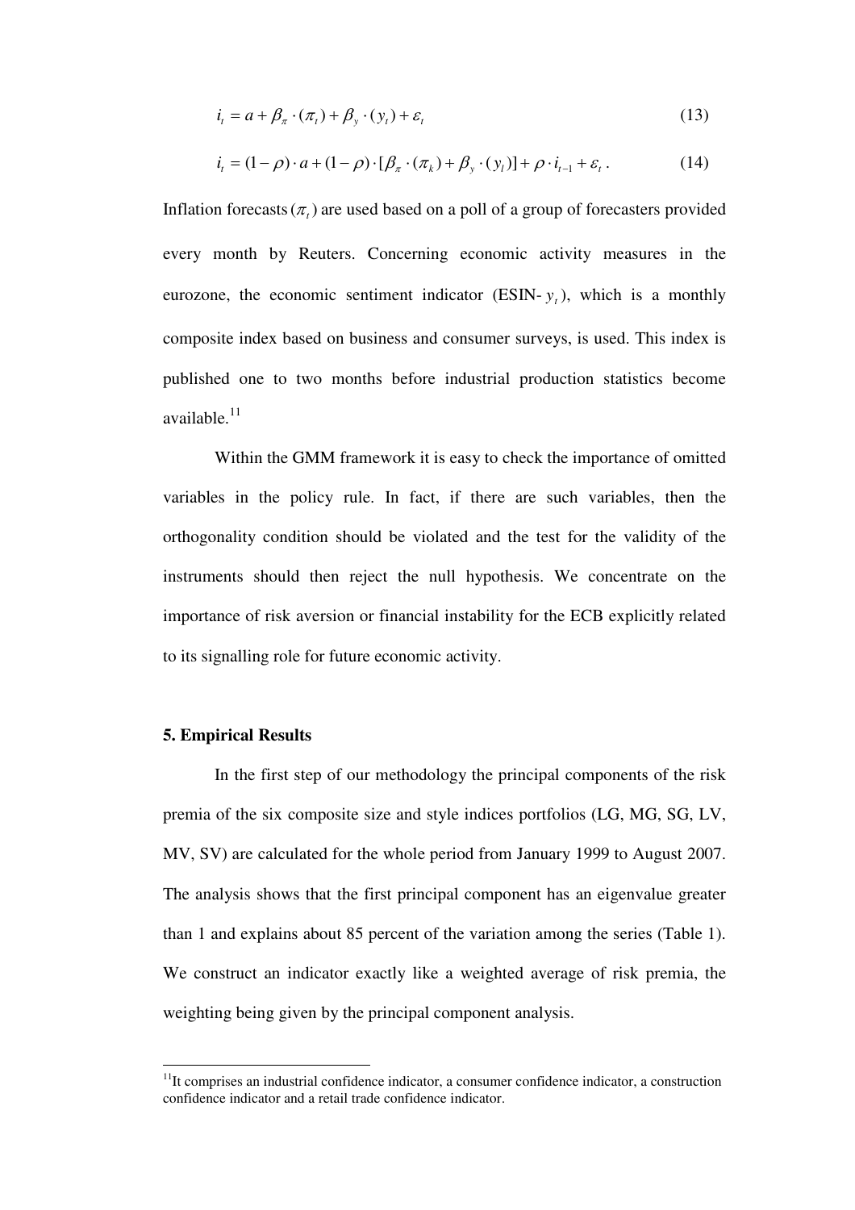$$i_t = a + \beta_\pi \cdot (\pi_t) + \beta_y \cdot (y_t) + \varepsilon_t \tag{13}$$

$$i_t = (1-\rho) \cdot a + (1-\rho) \cdot [\beta_\pi \cdot (\pi_k) + \beta_y \cdot (y_l)] + \rho \cdot i_{t-1} + \varepsilon_t \, . \tag{14}$$

Inflation forecasts $(\pi_t)$ are used based on a poll of a group of forecasters provided every month by Reuters. Concerning economic activity measures in the eurozone, the economic sentiment indicator (ESIN- $y_t$), which is a monthly composite index based on business and consumer surveys, is used. This index is published one to two months before industrial production statistics become available.[11]

Within the GMM framework it is easy to check the importance of omitted variables in the policy rule. In fact, if there are such variables, then the orthogonality condition should be violated and the test for the validity of the instruments should then reject the null hypothesis. We concentrate on the importance of risk aversion or financial instability for the ECB explicitly related to its signalling role for future economic activity.

## 5. Empirical Results

In the first step of our methodology the principal components of the risk premia of the six composite size and style indices portfolios (LG, MG, SG, LV, MV, SV) are calculated for the whole period from January 1999 to August 2007. The analysis shows that the first principal component has an eigenvalue greater than 1 and explains about 85 percent of the variation among the series (Table 1). We construct an indicator exactly like a weighted average of risk premia, the weighting being given by the principal component analysis.

[11] It comprises an industrial confidence indicator, a consumer confidence indicator, a construction confidence indicator and a retail trade confidence indicator.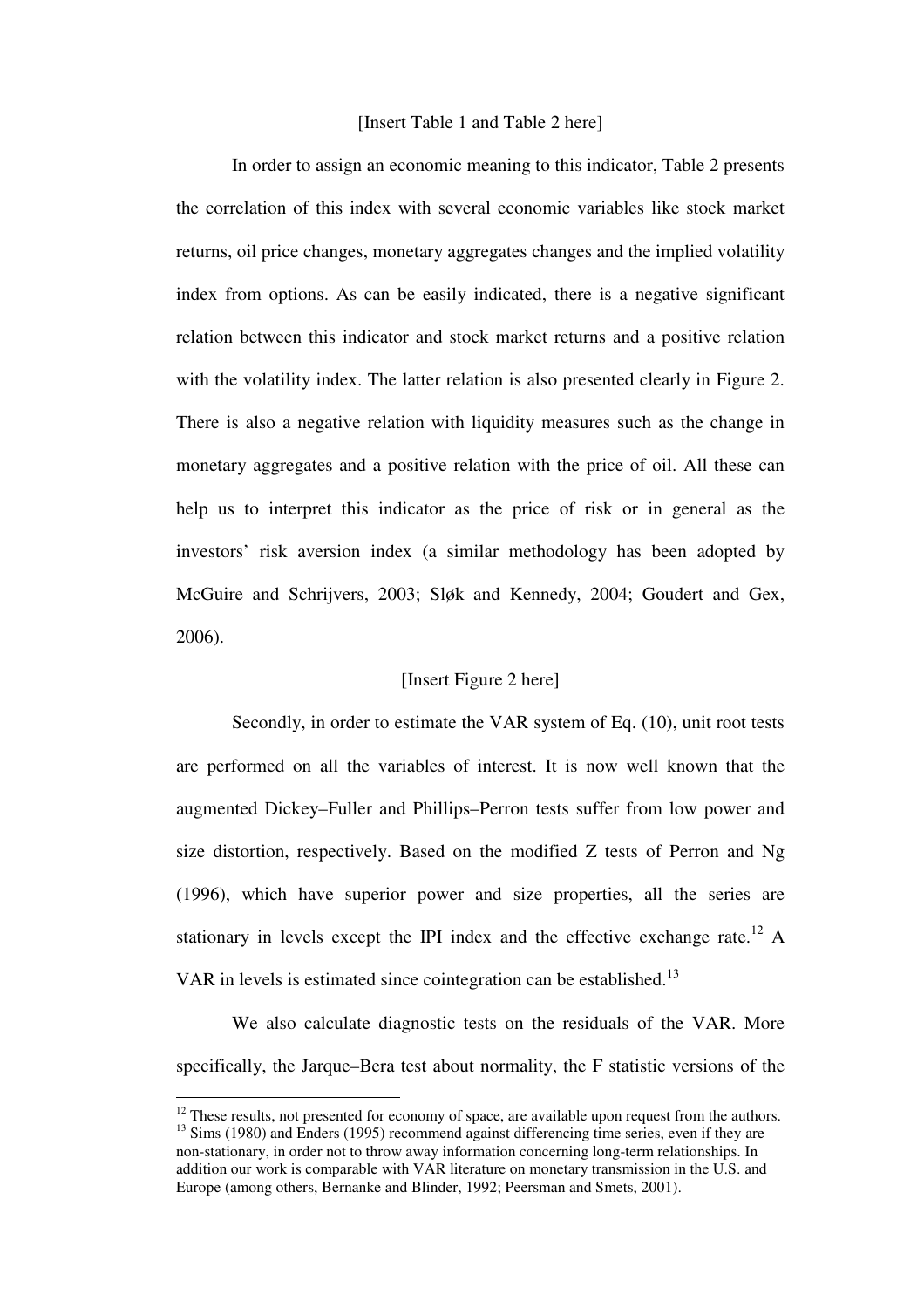[Insert Table 1 and Table 2 here]

In order to assign an economic meaning to this indicator, Table 2 presents the correlation of this index with several economic variables like stock market returns, oil price changes, monetary aggregates changes and the implied volatility index from options. As can be easily indicated, there is a negative significant relation between this indicator and stock market returns and a positive relation with the volatility index. The latter relation is also presented clearly in Figure 2. There is also a negative relation with liquidity measures such as the change in monetary aggregates and a positive relation with the price of oil. All these can help us to interpret this indicator as the price of risk or in general as the investors' risk aversion index (a similar methodology has been adopted by McGuire and Schrijvers, 2003; Sløk and Kennedy, 2004; Goudert and Gex, 2006).

[Insert Figure 2 here]

Secondly, in order to estimate the VAR system of Eq. (10), unit root tests are performed on all the variables of interest. It is now well known that the augmented Dickey–Fuller and Phillips–Perron tests suffer from low power and size distortion, respectively. Based on the modified Z tests of Perron and Ng (1996), which have superior power and size properties, all the series are stationary in levels except the IPI index and the effective exchange rate.[12] A VAR in levels is estimated since cointegration can be established.[13]

We also calculate diagnostic tests on the residuals of the VAR. More specifically, the Jarque–Bera test about normality, the F statistic versions of the

---

[12] These results, not presented for economy of space, are available upon request from the authors.

[13] Sims (1980) and Enders (1995) recommend against differencing time series, even if they are non-stationary, in order not to throw away information concerning long-term relationships. In addition our work is comparable with VAR literature on monetary transmission in the U.S. and Europe (among others, Bernanke and Blinder, 1992; Peersman and Smets, 2001).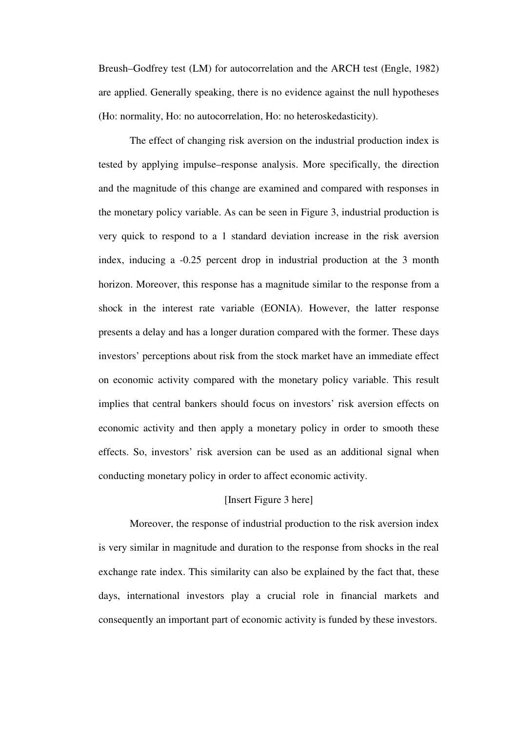Breush–Godfrey test (LM) for autocorrelation and the ARCH test (Engle, 1982) are applied. Generally speaking, there is no evidence against the null hypotheses (Ho: normality, Ho: no autocorrelation, Ho: no heteroskedasticity).

The effect of changing risk aversion on the industrial production index is tested by applying impulse–response analysis. More specifically, the direction and the magnitude of this change are examined and compared with responses in the monetary policy variable. As can be seen in Figure 3, industrial production is very quick to respond to a 1 standard deviation increase in the risk aversion index, inducing a -0.25 percent drop in industrial production at the 3 month horizon. Moreover, this response has a magnitude similar to the response from a shock in the interest rate variable (EONIA). However, the latter response presents a delay and has a longer duration compared with the former. These days investors' perceptions about risk from the stock market have an immediate effect on economic activity compared with the monetary policy variable. This result implies that central bankers should focus on investors' risk aversion effects on economic activity and then apply a monetary policy in order to smooth these effects. So, investors' risk aversion can be used as an additional signal when conducting monetary policy in order to affect economic activity.

[Insert Figure 3 here]

Moreover, the response of industrial production to the risk aversion index is very similar in magnitude and duration to the response from shocks in the real exchange rate index. This similarity can also be explained by the fact that, these days, international investors play a crucial role in financial markets and consequently an important part of economic activity is funded by these investors.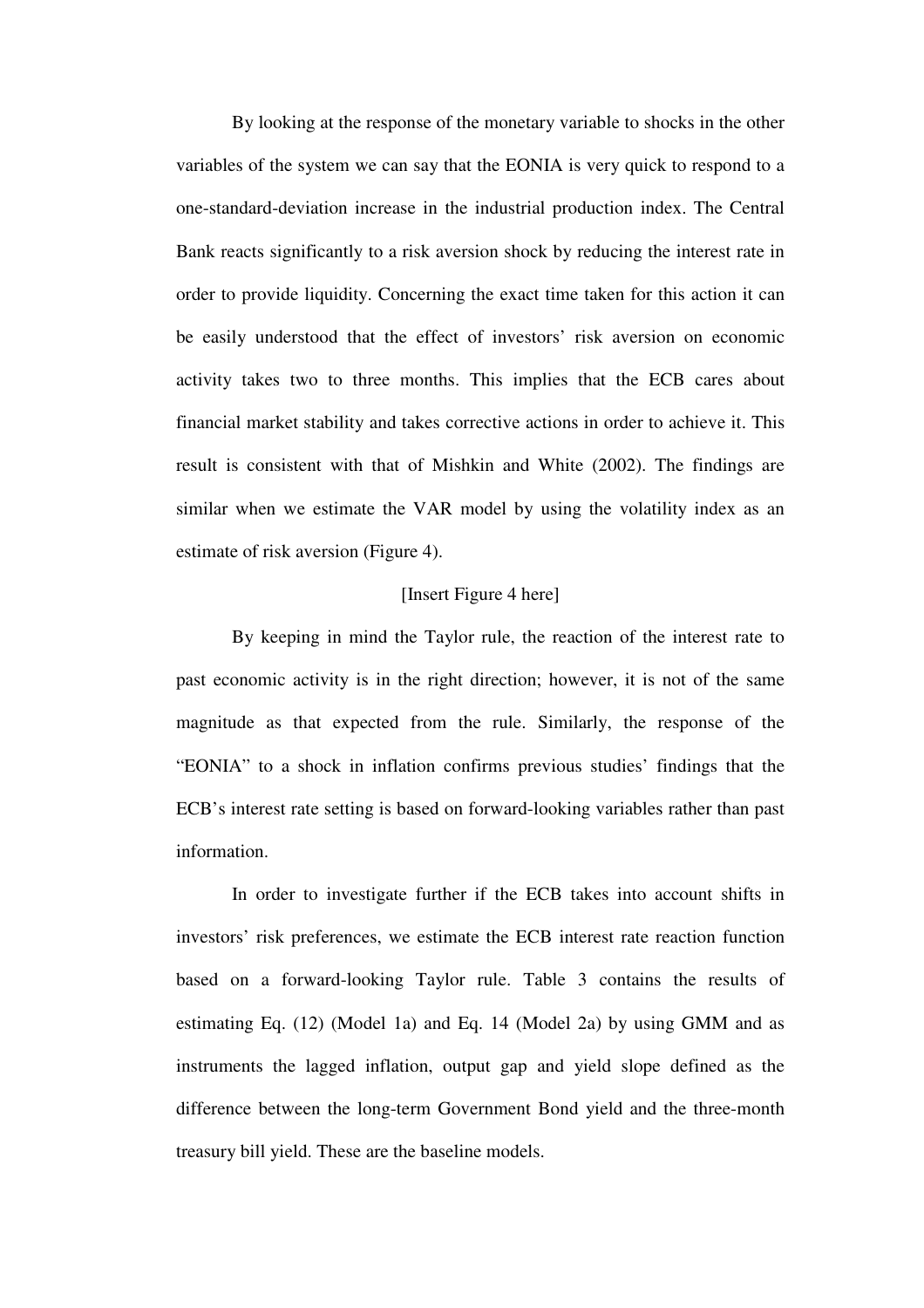By looking at the response of the monetary variable to shocks in the other variables of the system we can say that the EONIA is very quick to respond to a one-standard-deviation increase in the industrial production index. The Central Bank reacts significantly to a risk aversion shock by reducing the interest rate in order to provide liquidity. Concerning the exact time taken for this action it can be easily understood that the effect of investors' risk aversion on economic activity takes two to three months. This implies that the ECB cares about financial market stability and takes corrective actions in order to achieve it. This result is consistent with that of Mishkin and White (2002). The findings are similar when we estimate the VAR model by using the volatility index as an estimate of risk aversion (Figure 4).

[Insert Figure 4 here]

By keeping in mind the Taylor rule, the reaction of the interest rate to past economic activity is in the right direction; however, it is not of the same magnitude as that expected from the rule. Similarly, the response of the "EONIA" to a shock in inflation confirms previous studies' findings that the ECB's interest rate setting is based on forward-looking variables rather than past information.

In order to investigate further if the ECB takes into account shifts in investors' risk preferences, we estimate the ECB interest rate reaction function based on a forward-looking Taylor rule. Table 3 contains the results of estimating Eq. (12) (Model 1a) and Eq. 14 (Model 2a) by using GMM and as instruments the lagged inflation, output gap and yield slope defined as the difference between the long-term Government Bond yield and the three-month treasury bill yield. These are the baseline models.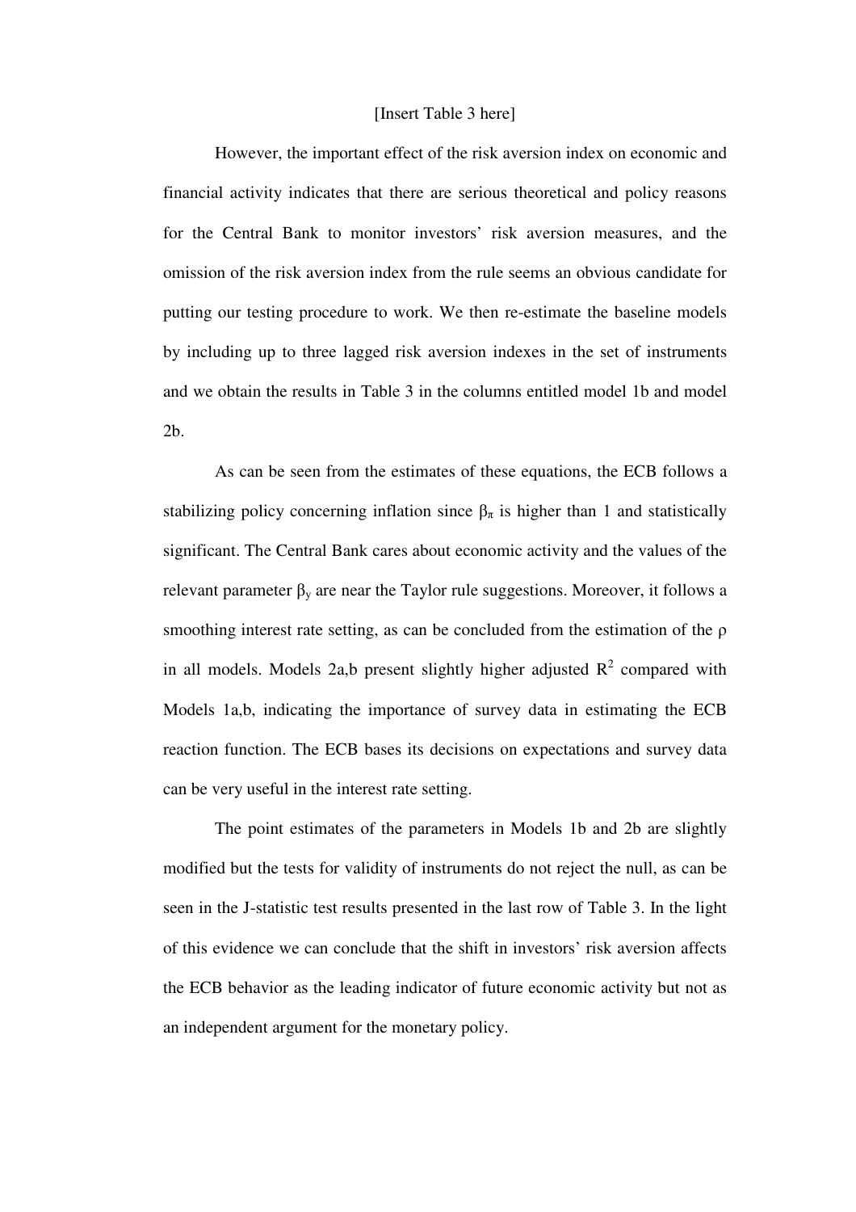[Insert Table 3 here]

However, the important effect of the risk aversion index on economic and financial activity indicates that there are serious theoretical and policy reasons for the Central Bank to monitor investors' risk aversion measures, and the omission of the risk aversion index from the rule seems an obvious candidate for putting our testing procedure to work. We then re-estimate the baseline models by including up to three lagged risk aversion indexes in the set of instruments and we obtain the results in Table 3 in the columns entitled model 1b and model 2b.

As can be seen from the estimates of these equations, the ECB follows a stabilizing policy concerning inflation since $\beta_\pi$ is higher than 1 and statistically significant. The Central Bank cares about economic activity and the values of the relevant parameter $\beta_y$ are near the Taylor rule suggestions. Moreover, it follows a smoothing interest rate setting, as can be concluded from the estimation of the $\rho$ in all models. Models 2a,b present slightly higher adjusted $R^2$ compared with Models 1a,b, indicating the importance of survey data in estimating the ECB reaction function. The ECB bases its decisions on expectations and survey data can be very useful in the interest rate setting.

The point estimates of the parameters in Models 1b and 2b are slightly modified but the tests for validity of instruments do not reject the null, as can be seen in the J-statistic test results presented in the last row of Table 3. In the light of this evidence we can conclude that the shift in investors' risk aversion affects the ECB behavior as the leading indicator of future economic activity but not as an independent argument for the monetary policy.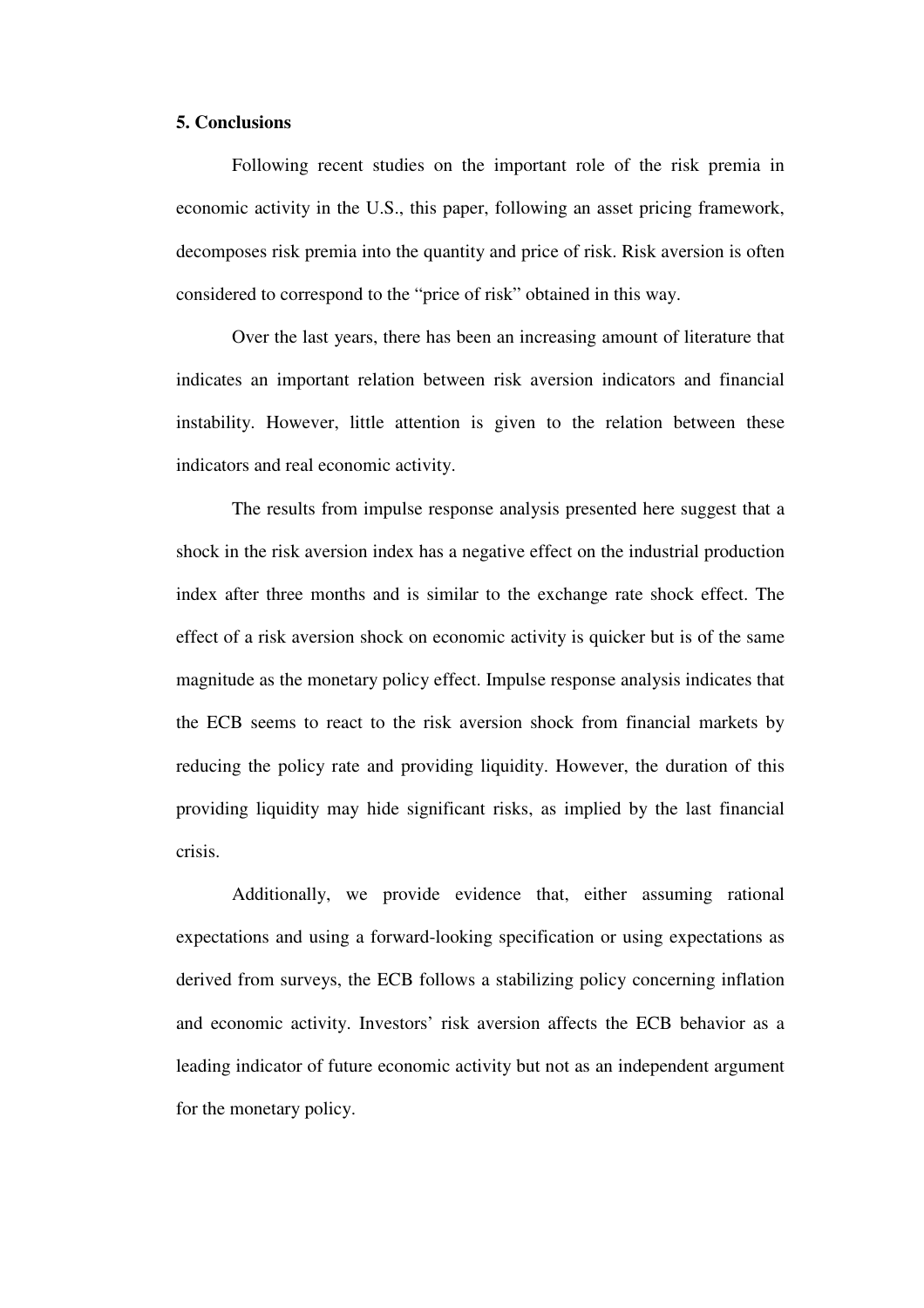## 5. Conclusions

Following recent studies on the important role of the risk premia in economic activity in the U.S., this paper, following an asset pricing framework, decomposes risk premia into the quantity and price of risk. Risk aversion is often considered to correspond to the "price of risk" obtained in this way.

Over the last years, there has been an increasing amount of literature that indicates an important relation between risk aversion indicators and financial instability. However, little attention is given to the relation between these indicators and real economic activity.

The results from impulse response analysis presented here suggest that a shock in the risk aversion index has a negative effect on the industrial production index after three months and is similar to the exchange rate shock effect. The effect of a risk aversion shock on economic activity is quicker but is of the same magnitude as the monetary policy effect. Impulse response analysis indicates that the ECB seems to react to the risk aversion shock from financial markets by reducing the policy rate and providing liquidity. However, the duration of this providing liquidity may hide significant risks, as implied by the last financial crisis.

Additionally, we provide evidence that, either assuming rational expectations and using a forward-looking specification or using expectations as derived from surveys, the ECB follows a stabilizing policy concerning inflation and economic activity. Investors' risk aversion affects the ECB behavior as a leading indicator of future economic activity but not as an independent argument for the monetary policy.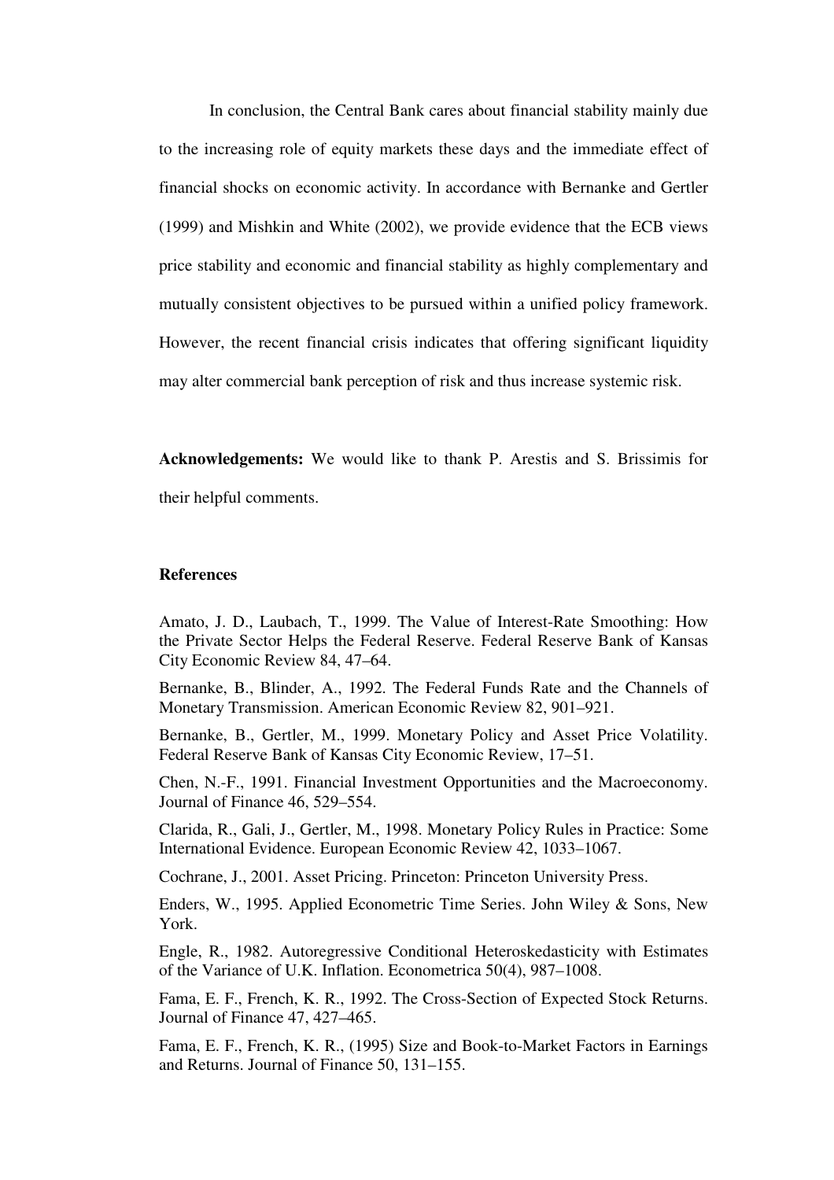In conclusion, the Central Bank cares about financial stability mainly due to the increasing role of equity markets these days and the immediate effect of financial shocks on economic activity. In accordance with Bernanke and Gertler (1999) and Mishkin and White (2002), we provide evidence that the ECB views price stability and economic and financial stability as highly complementary and mutually consistent objectives to be pursued within a unified policy framework. However, the recent financial crisis indicates that offering significant liquidity may alter commercial bank perception of risk and thus increase systemic risk.

**Acknowledgements:** We would like to thank P. Arestis and S. Brissimis for their helpful comments.

**References**

Amato, J. D., Laubach, T., 1999. The Value of Interest-Rate Smoothing: How the Private Sector Helps the Federal Reserve. Federal Reserve Bank of Kansas City Economic Review 84, 47–64.

Bernanke, B., Blinder, A., 1992. The Federal Funds Rate and the Channels of Monetary Transmission. American Economic Review 82, 901–921.

Bernanke, B., Gertler, M., 1999. Monetary Policy and Asset Price Volatility. Federal Reserve Bank of Kansas City Economic Review, 17–51.

Chen, N.-F., 1991. Financial Investment Opportunities and the Macroeconomy. Journal of Finance 46, 529–554.

Clarida, R., Gali, J., Gertler, M., 1998. Monetary Policy Rules in Practice: Some International Evidence. European Economic Review 42, 1033–1067.

Cochrane, J., 2001. Asset Pricing. Princeton: Princeton University Press.

Enders, W., 1995. Applied Econometric Time Series. John Wiley & Sons, New York.

Engle, R., 1982. Autoregressive Conditional Heteroskedasticity with Estimates of the Variance of U.K. Inflation. Econometrica 50(4), 987–1008.

Fama, E. F., French, K. R., 1992. The Cross-Section of Expected Stock Returns. Journal of Finance 47, 427–465.

Fama, E. F., French, K. R., (1995) Size and Book-to-Market Factors in Earnings and Returns. Journal of Finance 50, 131–155.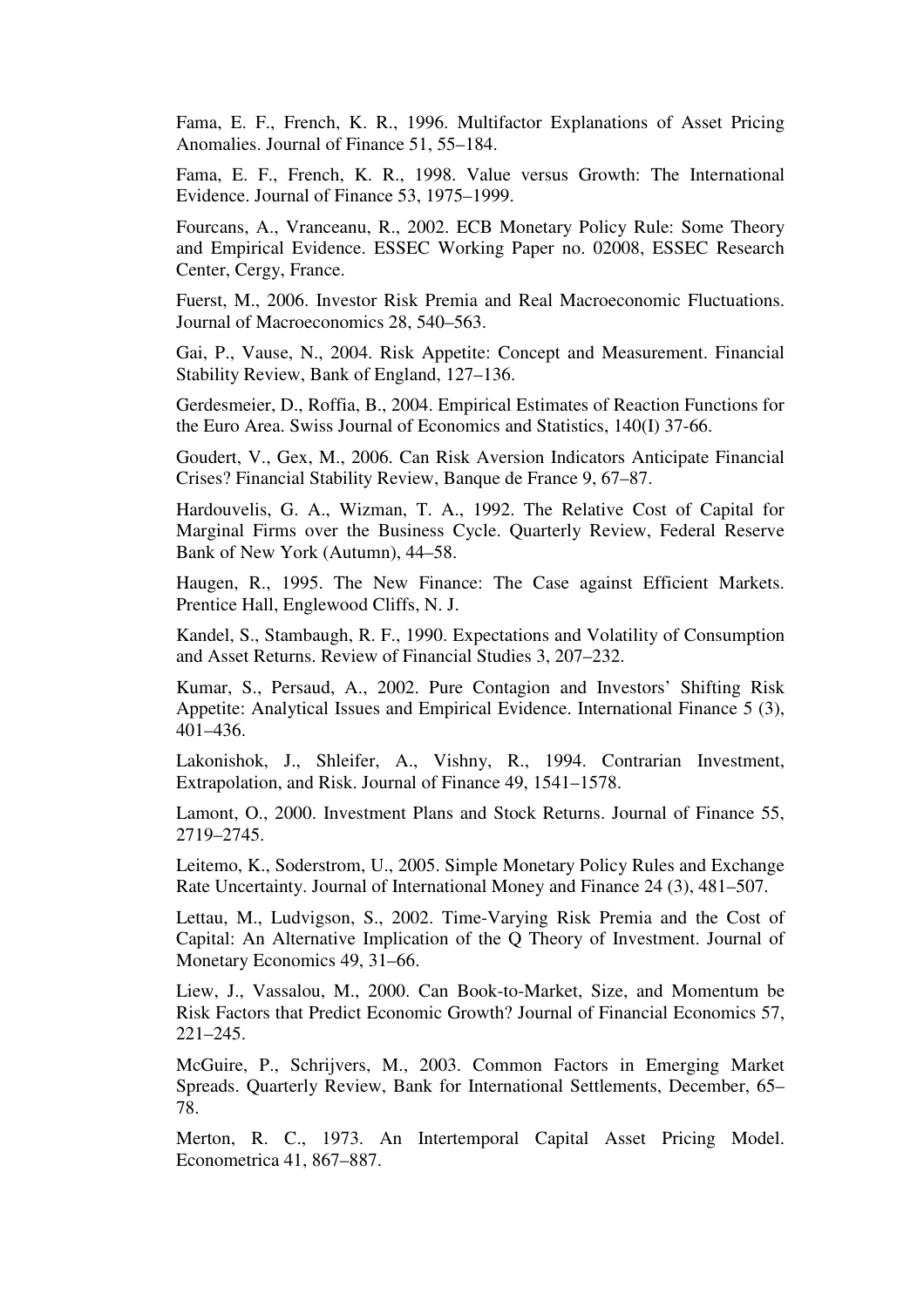Fama, E. F., French, K. R., 1996. Multifactor Explanations of Asset Pricing Anomalies. Journal of Finance 51, 55–184.

Fama, E. F., French, K. R., 1998. Value versus Growth: The International Evidence. Journal of Finance 53, 1975–1999.

Fourcans, A., Vranceanu, R., 2002. ECB Monetary Policy Rule: Some Theory and Empirical Evidence. ESSEC Working Paper no. 02008, ESSEC Research Center, Cergy, France.

Fuerst, M., 2006. Investor Risk Premia and Real Macroeconomic Fluctuations. Journal of Macroeconomics 28, 540–563.

Gai, P., Vause, N., 2004. Risk Appetite: Concept and Measurement. Financial Stability Review, Bank of England, 127–136.

Gerdesmeier, D., Roffia, B., 2004. Empirical Estimates of Reaction Functions for the Euro Area. Swiss Journal of Economics and Statistics, 140(I) 37-66.

Goudert, V., Gex, M., 2006. Can Risk Aversion Indicators Anticipate Financial Crises? Financial Stability Review, Banque de France 9, 67–87.

Hardouvelis, G. A., Wizman, T. A., 1992. The Relative Cost of Capital for Marginal Firms over the Business Cycle. Quarterly Review, Federal Reserve Bank of New York (Autumn), 44–58.

Haugen, R., 1995. The New Finance: The Case against Efficient Markets. Prentice Hall, Englewood Cliffs, N. J.

Kandel, S., Stambaugh, R. F., 1990. Expectations and Volatility of Consumption and Asset Returns. Review of Financial Studies 3, 207–232.

Kumar, S., Persaud, A., 2002. Pure Contagion and Investors' Shifting Risk Appetite: Analytical Issues and Empirical Evidence. International Finance 5 (3), 401–436.

Lakonishok, J., Shleifer, A., Vishny, R., 1994. Contrarian Investment, Extrapolation, and Risk. Journal of Finance 49, 1541–1578.

Lamont, O., 2000. Investment Plans and Stock Returns. Journal of Finance 55, 2719–2745.

Leitemo, K., Soderstrom, U., 2005. Simple Monetary Policy Rules and Exchange Rate Uncertainty. Journal of International Money and Finance 24 (3), 481–507.

Lettau, M., Ludvigson, S., 2002. Time-Varying Risk Premia and the Cost of Capital: An Alternative Implication of the Q Theory of Investment. Journal of Monetary Economics 49, 31–66.

Liew, J., Vassalou, M., 2000. Can Book-to-Market, Size, and Momentum be Risk Factors that Predict Economic Growth? Journal of Financial Economics 57, 221–245.

McGuire, P., Schrijvers, M., 2003. Common Factors in Emerging Market Spreads. Quarterly Review, Bank for International Settlements, December, 65–78.

Merton, R. C., 1973. An Intertemporal Capital Asset Pricing Model. Econometrica 41, 867–887.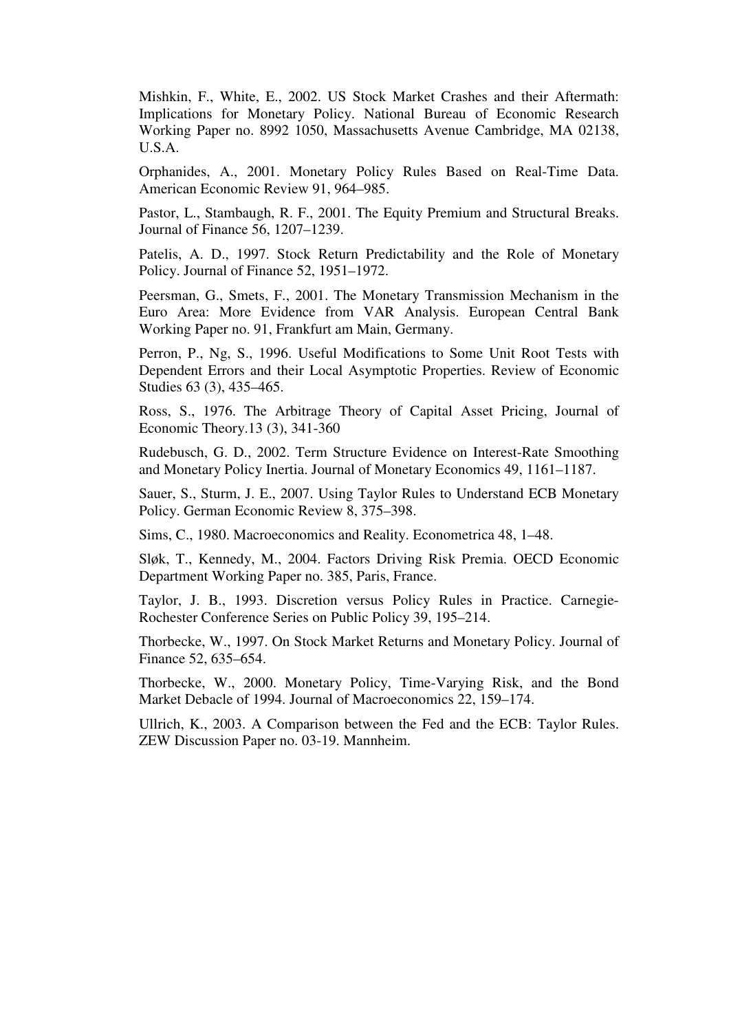Mishkin, F., White, E., 2002. US Stock Market Crashes and their Aftermath: Implications for Monetary Policy. National Bureau of Economic Research Working Paper no. 8992 1050, Massachusetts Avenue Cambridge, MA 02138, U.S.A.

Orphanides, A., 2001. Monetary Policy Rules Based on Real-Time Data. American Economic Review 91, 964–985.

Pastor, L., Stambaugh, R. F., 2001. The Equity Premium and Structural Breaks. Journal of Finance 56, 1207–1239.

Patelis, A. D., 1997. Stock Return Predictability and the Role of Monetary Policy. Journal of Finance 52, 1951–1972.

Peersman, G., Smets, F., 2001. The Monetary Transmission Mechanism in the Euro Area: More Evidence from VAR Analysis. European Central Bank Working Paper no. 91, Frankfurt am Main, Germany.

Perron, P., Ng, S., 1996. Useful Modifications to Some Unit Root Tests with Dependent Errors and their Local Asymptotic Properties. Review of Economic Studies 63 (3), 435–465.

Ross, S., 1976. The Arbitrage Theory of Capital Asset Pricing, Journal of Economic Theory.13 (3), 341-360

Rudebusch, G. D., 2002. Term Structure Evidence on Interest-Rate Smoothing and Monetary Policy Inertia. Journal of Monetary Economics 49, 1161–1187.

Sauer, S., Sturm, J. E., 2007. Using Taylor Rules to Understand ECB Monetary Policy. German Economic Review 8, 375–398.

Sims, C., 1980. Macroeconomics and Reality. Econometrica 48, 1–48.

Sløk, T., Kennedy, M., 2004. Factors Driving Risk Premia. OECD Economic Department Working Paper no. 385, Paris, France.

Taylor, J. B., 1993. Discretion versus Policy Rules in Practice. Carnegie-Rochester Conference Series on Public Policy 39, 195–214.

Thorbecke, W., 1997. On Stock Market Returns and Monetary Policy. Journal of Finance 52, 635–654.

Thorbecke, W., 2000. Monetary Policy, Time-Varying Risk, and the Bond Market Debacle of 1994. Journal of Macroeconomics 22, 159–174.

Ullrich, K., 2003. A Comparison between the Fed and the ECB: Taylor Rules. ZEW Discussion Paper no. 03-19. Mannheim.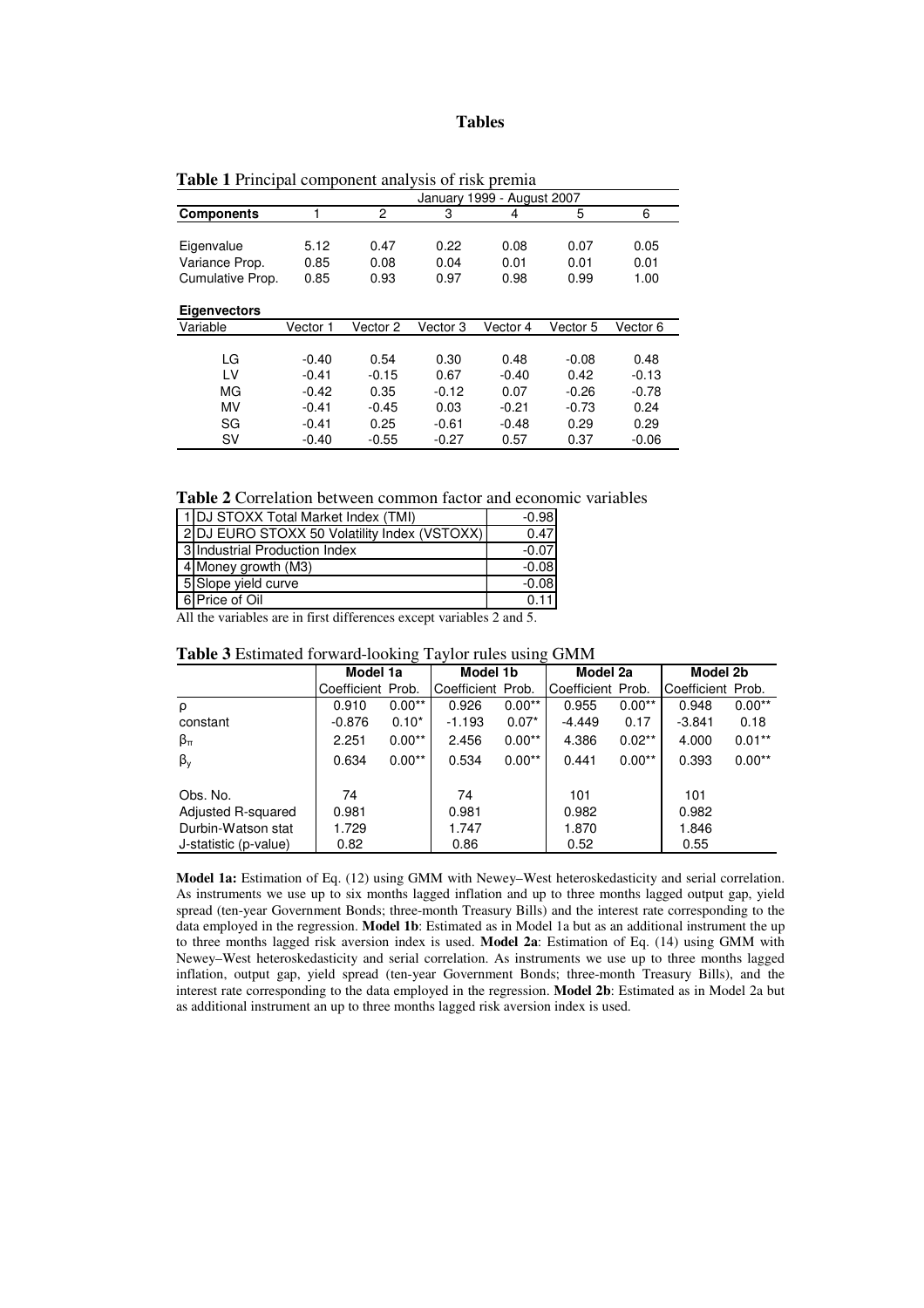# Tables

**Table 1** Principal component analysis of risk premia

| | January 1999 - August 2007 | | | | | |
|---|---|---|---|---|---|---|
| **Components** | 1 | 2 | 3 | 4 | 5 | 6 |
| Eigenvalue | 5.12 | 0.47 | 0.22 | 0.08 | 0.07 | 0.05 |
| Variance Prop. | 0.85 | 0.08 | 0.04 | 0.01 | 0.01 | 0.01 |
| Cumulative Prop. | 0.85 | 0.93 | 0.97 | 0.98 | 0.99 | 1.00 |
| **Eigenvectors** | | | | | | |
| Variable | Vector 1 | Vector 2 | Vector 3 | Vector 4 | Vector 5 | Vector 6 |
| LG | -0.40 | 0.54 | 0.30 | 0.48 | -0.08 | 0.48 |
| LV | -0.41 | -0.15 | 0.67 | -0.40 | 0.42 | -0.13 |
| MG | -0.42 | 0.35 | -0.12 | 0.07 | -0.26 | -0.78 |
| MV | -0.41 | -0.45 | 0.03 | -0.21 | -0.73 | 0.24 |
| SG | -0.41 | 0.25 | -0.61 | -0.48 | 0.29 | 0.29 |
| SV | -0.40 | -0.55 | -0.27 | 0.57 | 0.37 | -0.06 |

**Table 2** Correlation between common factor and economic variables

| | | |
|---|---|---|
| 1 | DJ STOXX Total Market Index (TMI) | -0.98 |
| 2 | DJ EURO STOXX 50 Volatility Index (VSTOXX) | 0.47 |
| 3 | Industrial Production Index | -0.07 |
| 4 | Money growth (M3) | -0.08 |
| 5 | Slope yield curve | -0.08 |
| 6 | Price of Oil | 0.11 |

All the variables are in first differences except variables 2 and 5.

**Table 3** Estimated forward-looking Taylor rules using GMM

| | Model 1a | | Model 1b | | Model 2a | | Model 2b | |
|---|---|---|---|---|---|---|---|---|
| | Coefficient | Prob. | Coefficient | Prob. | Coefficient | Prob. | Coefficient | Prob. |
| $\rho$ | 0.910 | 0.00** | 0.926 | 0.00** | 0.955 | 0.00** | 0.948 | 0.00** |
| constant | -0.876 | 0.10* | -1.193 | 0.07* | -4.449 | 0.17 | -3.841 | 0.18 |
| $\beta_\pi$ | 2.251 | 0.00** | 2.456 | 0.00** | 4.386 | 0.02** | 4.000 | 0.01** |
| $\beta_y$ | 0.634 | 0.00** | 0.534 | 0.00** | 0.441 | 0.00** | 0.393 | 0.00** |
| Obs. No. | 74 | | 74 | | 101 | | 101 | |
| Adjusted R-squared | 0.981 | | 0.981 | | 0.982 | | 0.982 | |
| Durbin-Watson stat | 1.729 | | 1.747 | | 1.870 | | 1.846 | |
| J-statistic (p-value) | 0.82 | | 0.86 | | 0.52 | | 0.55 | |

**Model 1a:** Estimation of Eq. (12) using GMM with Newey–West heteroskedasticity and serial correlation. As instruments we use up to six months lagged inflation and up to three months lagged output gap, yield spread (ten-year Government Bonds; three-month Treasury Bills) and the interest rate corresponding to the data employed in the regression. **Model 1b**: Estimated as in Model 1a but as an additional instrument the up to three months lagged risk aversion index is used. **Model 2a**: Estimation of Eq. (14) using GMM with Newey–West heteroskedasticity and serial correlation. As instruments we use up to three months lagged inflation, output gap, yield spread (ten-year Government Bonds; three-month Treasury Bills), and the interest rate corresponding to the data employed in the regression. **Model 2b**: Estimated as in Model 2a but as additional instrument an up to three months lagged risk aversion index is used.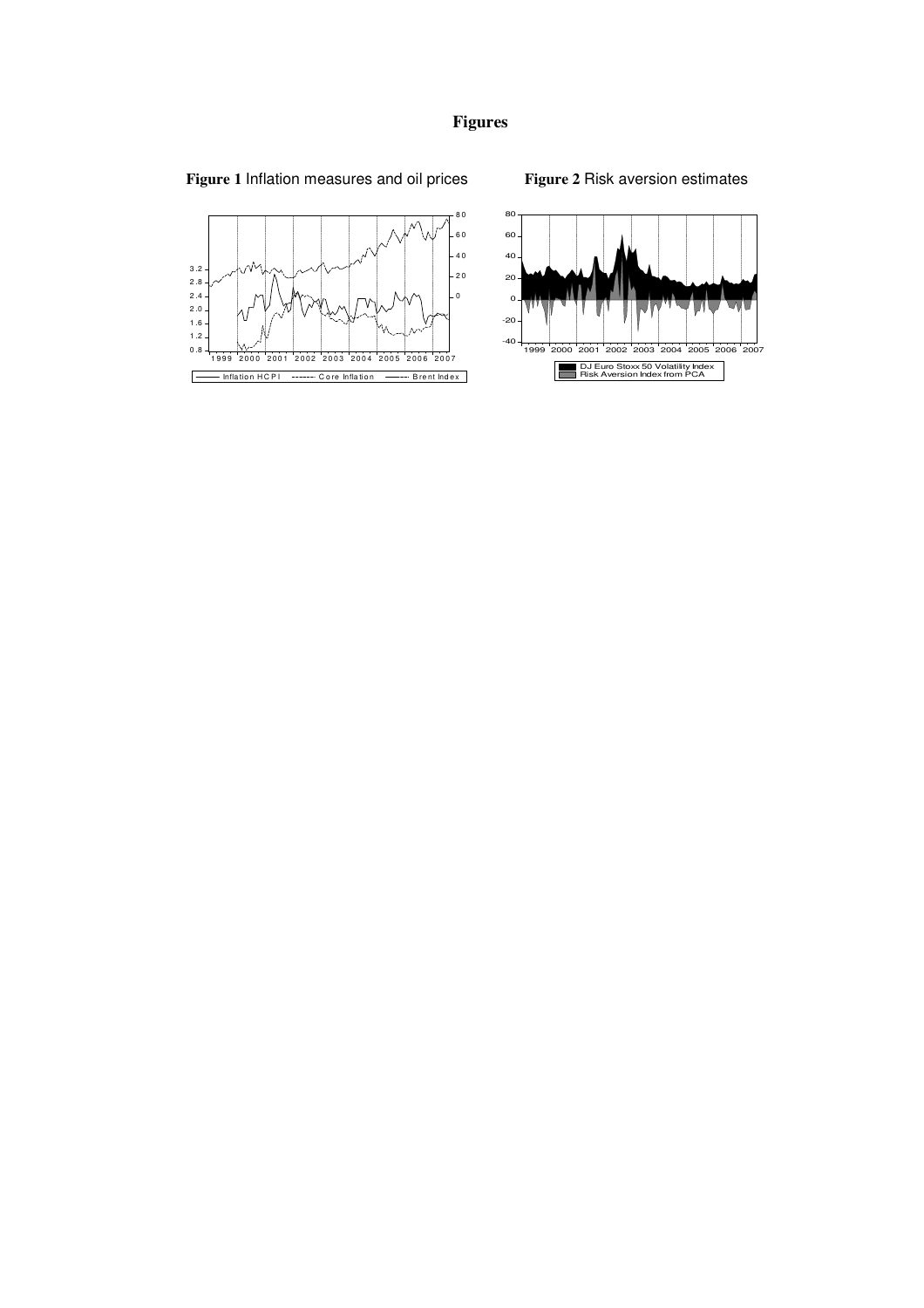# Figures

**Figure 1** Inflation measures and oil prices

**Figure 2** Risk aversion estimates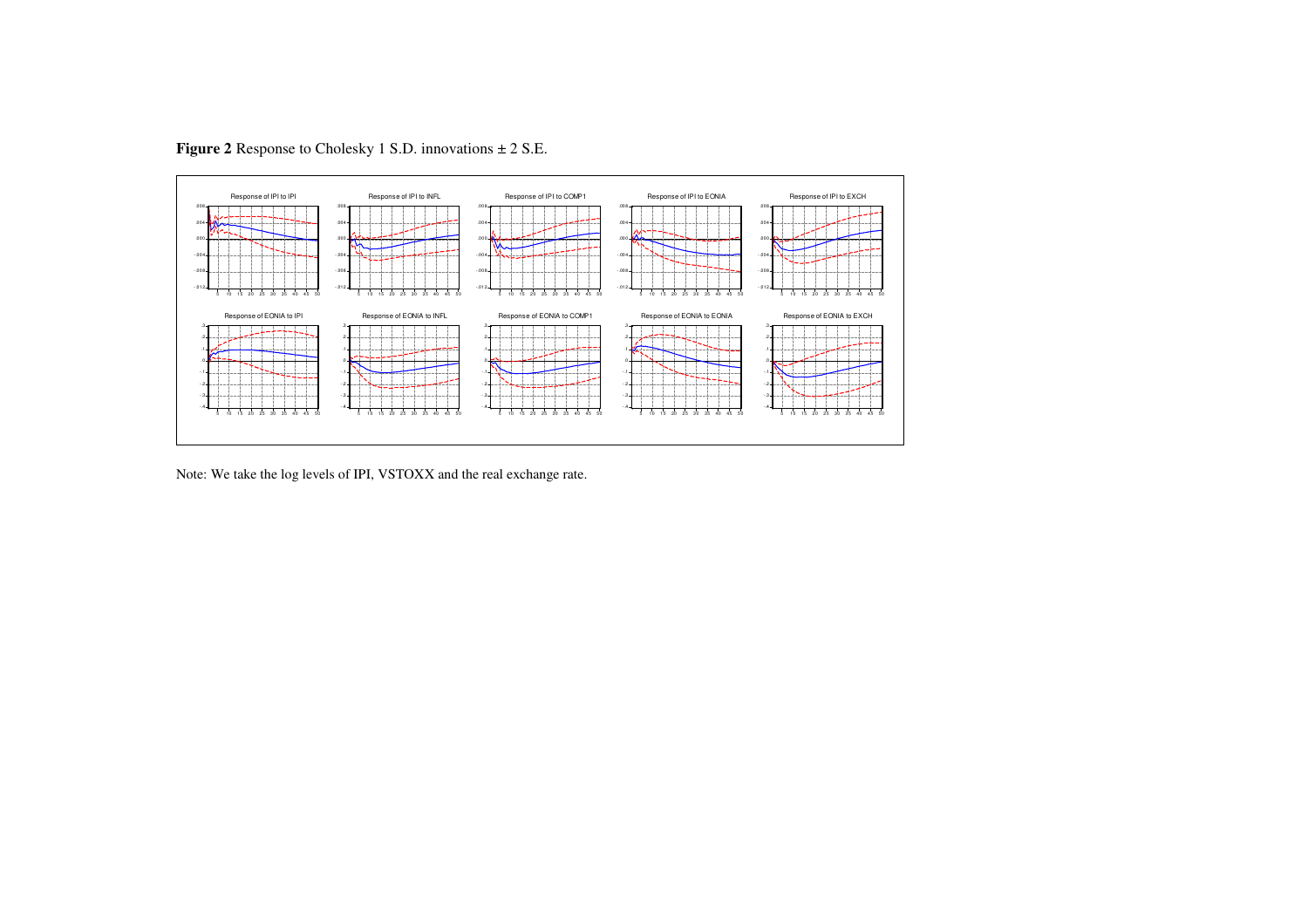**Figure 2** Response to Cholesky 1 S.D. innovations ± 2 S.E.

Note: We take the log levels of IPI, VSTOXX and the real exchange rate.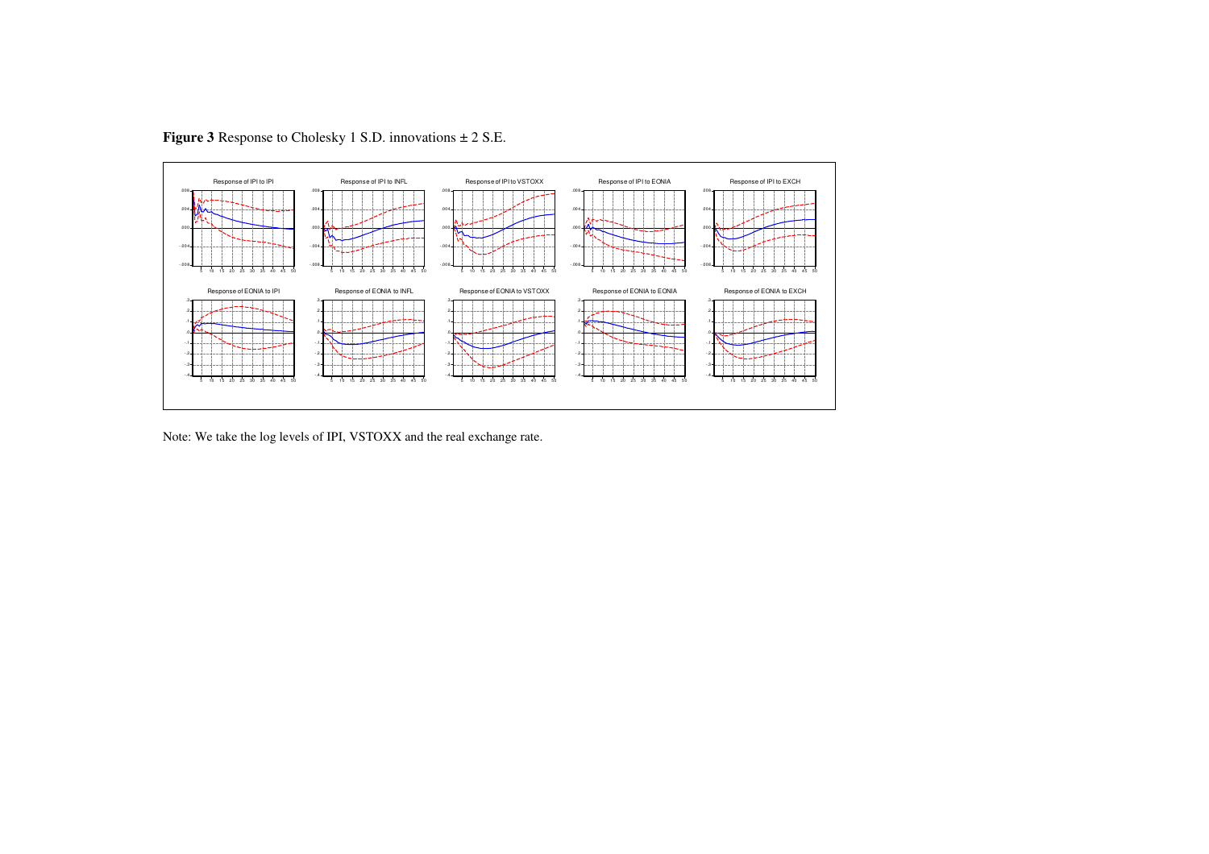**Figure 3** Response to Cholesky 1 S.D. innovations ± 2 S.E.

Response of IPI to IPI

Response of IPI to INFL

Response of IPI to VSTOXX

Response of IPI to EONIA

Response of IPI to EXCH

.008
.004
.000
-.004
-.008

5 10 15 20 25 30 35 40 45 50

Response of EONIA to IPI

Response of EONIA to INFL

Response of EONIA to VSTOXX

Response of EONIA to EONIA

Response of EONIA to EXCH

.3
.2
.1
.0
-.1
-.2
-.3
-.4

5 10 15 20 25 30 35 40 45 50

Note: We take the log levels of IPI, VSTOXX and the real exchange rate.